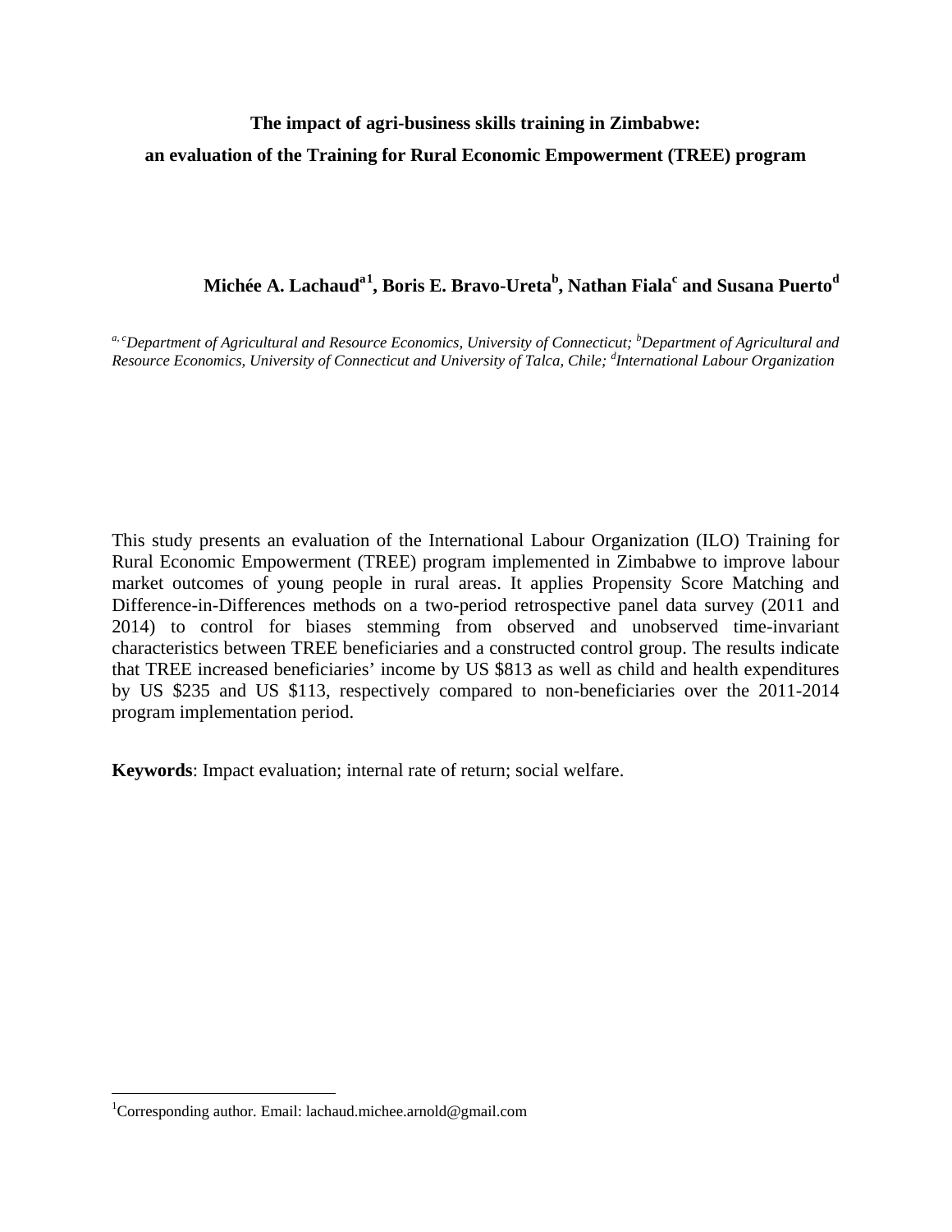# The impact of agri-business skills training in Zimbabwe: an evaluation of the Training for Rural Economic Empowerment (TREE) program

**Michée A. Lachaud[a1], Boris E. Bravo-Ureta[b], Nathan Fiala[c] and Susana Puerto[d]**

*[a, c]Department of Agricultural and Resource Economics, University of Connecticut; [b]Department of Agricultural and Resource Economics, University of Connecticut and University of Talca, Chile; [d]International Labour Organization*

This study presents an evaluation of the International Labour Organization (ILO) Training for Rural Economic Empowerment (TREE) program implemented in Zimbabwe to improve labour market outcomes of young people in rural areas. It applies Propensity Score Matching and Difference-in-Differences methods on a two-period retrospective panel data survey (2011 and 2014) to control for biases stemming from observed and unobserved time-invariant characteristics between TREE beneficiaries and a constructed control group. The results indicate that TREE increased beneficiaries' income by US $813 as well as child and health expenditures by US $235 and US $113, respectively compared to non-beneficiaries over the 2011-2014 program implementation period.

**Keywords**: Impact evaluation; internal rate of return; social welfare.

[1]Corresponding author. Email: lachaud.michee.arnold@gmail.com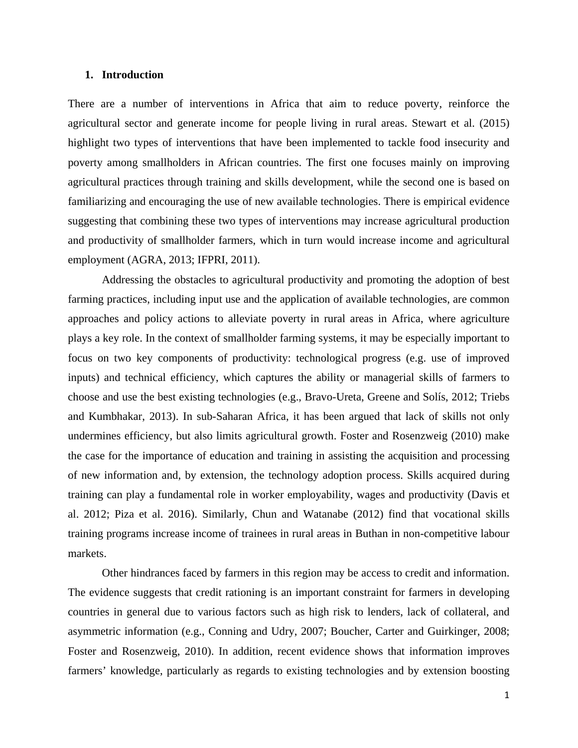## 1. Introduction

There are a number of interventions in Africa that aim to reduce poverty, reinforce the agricultural sector and generate income for people living in rural areas. Stewart et al. (2015) highlight two types of interventions that have been implemented to tackle food insecurity and poverty among smallholders in African countries. The first one focuses mainly on improving agricultural practices through training and skills development, while the second one is based on familiarizing and encouraging the use of new available technologies. There is empirical evidence suggesting that combining these two types of interventions may increase agricultural production and productivity of smallholder farmers, which in turn would increase income and agricultural employment (AGRA, 2013; IFPRI, 2011).

Addressing the obstacles to agricultural productivity and promoting the adoption of best farming practices, including input use and the application of available technologies, are common approaches and policy actions to alleviate poverty in rural areas in Africa, where agriculture plays a key role. In the context of smallholder farming systems, it may be especially important to focus on two key components of productivity: technological progress (e.g. use of improved inputs) and technical efficiency, which captures the ability or managerial skills of farmers to choose and use the best existing technologies (e.g., Bravo-Ureta, Greene and Solís, 2012; Triebs and Kumbhakar, 2013). In sub-Saharan Africa, it has been argued that lack of skills not only undermines efficiency, but also limits agricultural growth. Foster and Rosenzweig (2010) make the case for the importance of education and training in assisting the acquisition and processing of new information and, by extension, the technology adoption process. Skills acquired during training can play a fundamental role in worker employability, wages and productivity (Davis et al. 2012; Piza et al. 2016). Similarly, Chun and Watanabe (2012) find that vocational skills training programs increase income of trainees in rural areas in Buthan in non-competitive labour markets.

Other hindrances faced by farmers in this region may be access to credit and information. The evidence suggests that credit rationing is an important constraint for farmers in developing countries in general due to various factors such as high risk to lenders, lack of collateral, and asymmetric information (e.g., Conning and Udry, 2007; Boucher, Carter and Guirkinger, 2008; Foster and Rosenzweig, 2010). In addition, recent evidence shows that information improves farmers' knowledge, particularly as regards to existing technologies and by extension boosting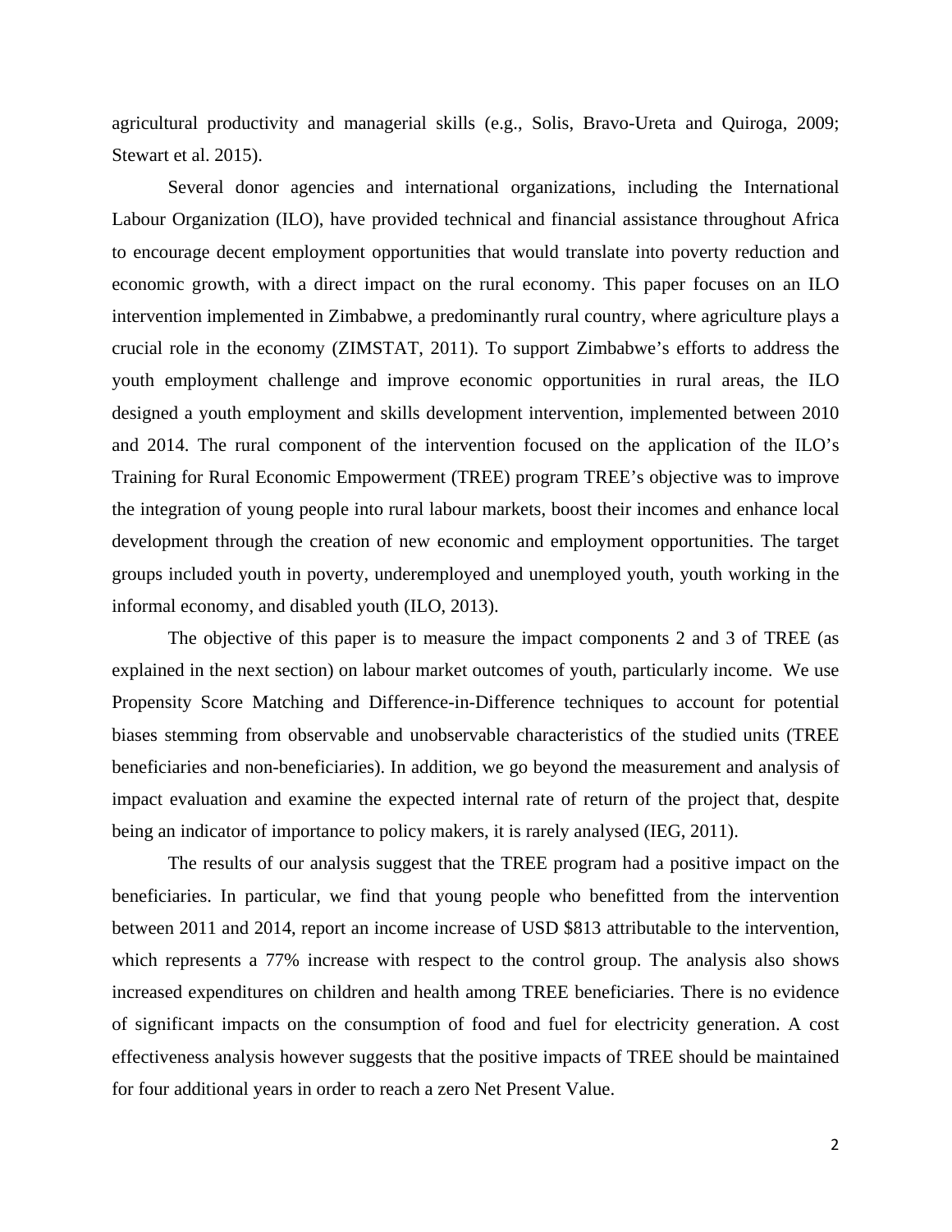agricultural productivity and managerial skills (e.g., Solis, Bravo-Ureta and Quiroga, 2009; Stewart et al. 2015).

Several donor agencies and international organizations, including the International Labour Organization (ILO), have provided technical and financial assistance throughout Africa to encourage decent employment opportunities that would translate into poverty reduction and economic growth, with a direct impact on the rural economy. This paper focuses on an ILO intervention implemented in Zimbabwe, a predominantly rural country, where agriculture plays a crucial role in the economy (ZIMSTAT, 2011). To support Zimbabwe's efforts to address the youth employment challenge and improve economic opportunities in rural areas, the ILO designed a youth employment and skills development intervention, implemented between 2010 and 2014. The rural component of the intervention focused on the application of the ILO's Training for Rural Economic Empowerment (TREE) program TREE's objective was to improve the integration of young people into rural labour markets, boost their incomes and enhance local development through the creation of new economic and employment opportunities. The target groups included youth in poverty, underemployed and unemployed youth, youth working in the informal economy, and disabled youth (ILO, 2013).

The objective of this paper is to measure the impact components 2 and 3 of TREE (as explained in the next section) on labour market outcomes of youth, particularly income. We use Propensity Score Matching and Difference-in-Difference techniques to account for potential biases stemming from observable and unobservable characteristics of the studied units (TREE beneficiaries and non-beneficiaries). In addition, we go beyond the measurement and analysis of impact evaluation and examine the expected internal rate of return of the project that, despite being an indicator of importance to policy makers, it is rarely analysed (IEG, 2011).

The results of our analysis suggest that the TREE program had a positive impact on the beneficiaries. In particular, we find that young people who benefitted from the intervention between 2011 and 2014, report an income increase of USD $813 attributable to the intervention, which represents a 77% increase with respect to the control group. The analysis also shows increased expenditures on children and health among TREE beneficiaries. There is no evidence of significant impacts on the consumption of food and fuel for electricity generation. A cost effectiveness analysis however suggests that the positive impacts of TREE should be maintained for four additional years in order to reach a zero Net Present Value.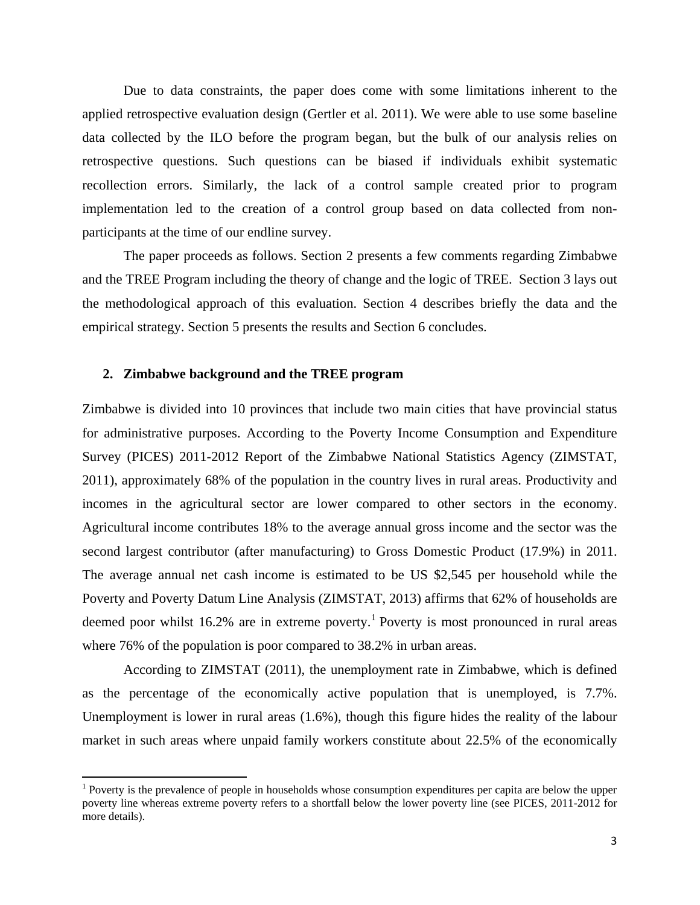Due to data constraints, the paper does come with some limitations inherent to the applied retrospective evaluation design (Gertler et al. 2011). We were able to use some baseline data collected by the ILO before the program began, but the bulk of our analysis relies on retrospective questions. Such questions can be biased if individuals exhibit systematic recollection errors. Similarly, the lack of a control sample created prior to program implementation led to the creation of a control group based on data collected from non-participants at the time of our endline survey.

The paper proceeds as follows. Section 2 presents a few comments regarding Zimbabwe and the TREE Program including the theory of change and the logic of TREE. Section 3 lays out the methodological approach of this evaluation. Section 4 describes briefly the data and the empirical strategy. Section 5 presents the results and Section 6 concludes.

## 2. Zimbabwe background and the TREE program

Zimbabwe is divided into 10 provinces that include two main cities that have provincial status for administrative purposes. According to the Poverty Income Consumption and Expenditure Survey (PICES) 2011-2012 Report of the Zimbabwe National Statistics Agency (ZIMSTAT, 2011), approximately 68% of the population in the country lives in rural areas. Productivity and incomes in the agricultural sector are lower compared to other sectors in the economy. Agricultural income contributes 18% to the average annual gross income and the sector was the second largest contributor (after manufacturing) to Gross Domestic Product (17.9%) in 2011. The average annual net cash income is estimated to be US $2,545 per household while the Poverty and Poverty Datum Line Analysis (ZIMSTAT, 2013) affirms that 62% of households are deemed poor whilst 16.2% are in extreme poverty.[1] Poverty is most pronounced in rural areas where 76% of the population is poor compared to 38.2% in urban areas.

According to ZIMSTAT (2011), the unemployment rate in Zimbabwe, which is defined as the percentage of the economically active population that is unemployed, is 7.7%. Unemployment is lower in rural areas (1.6%), though this figure hides the reality of the labour market in such areas where unpaid family workers constitute about 22.5% of the economically

[1] Poverty is the prevalence of people in households whose consumption expenditures per capita are below the upper poverty line whereas extreme poverty refers to a shortfall below the lower poverty line (see PICES, 2011-2012 for more details).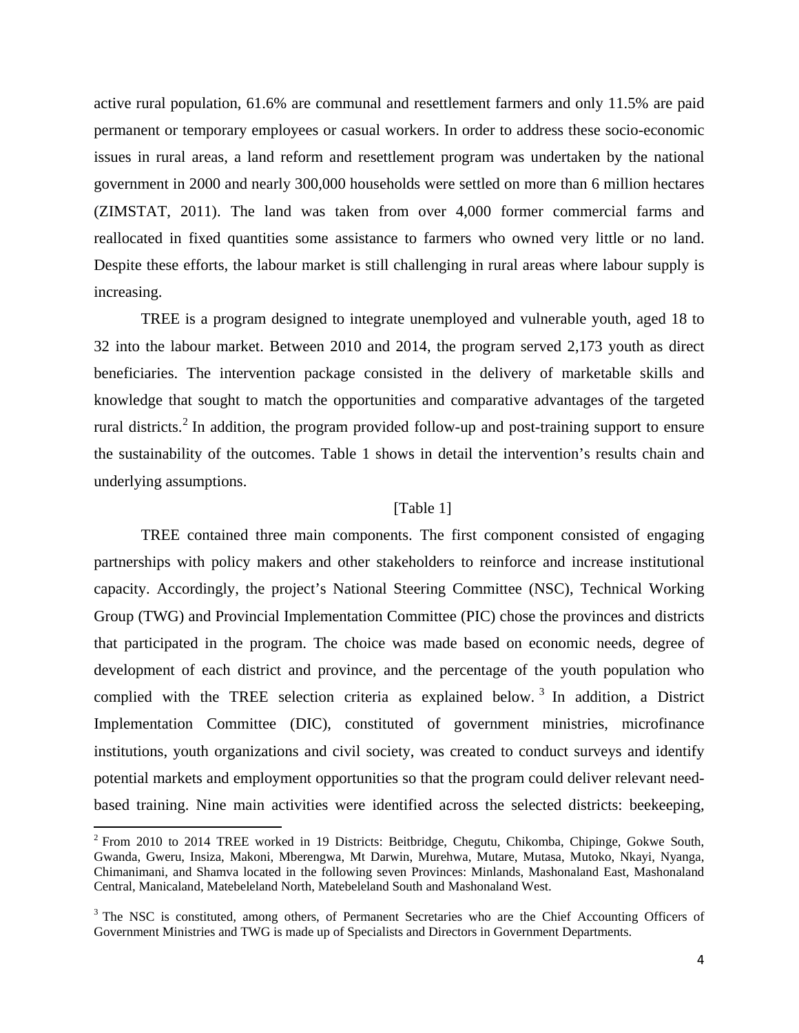active rural population, 61.6% are communal and resettlement farmers and only 11.5% are paid permanent or temporary employees or casual workers. In order to address these socio-economic issues in rural areas, a land reform and resettlement program was undertaken by the national government in 2000 and nearly 300,000 households were settled on more than 6 million hectares (ZIMSTAT, 2011). The land was taken from over 4,000 former commercial farms and reallocated in fixed quantities some assistance to farmers who owned very little or no land. Despite these efforts, the labour market is still challenging in rural areas where labour supply is increasing.

TREE is a program designed to integrate unemployed and vulnerable youth, aged 18 to 32 into the labour market. Between 2010 and 2014, the program served 2,173 youth as direct beneficiaries. The intervention package consisted in the delivery of marketable skills and knowledge that sought to match the opportunities and comparative advantages of the targeted rural districts.[2] In addition, the program provided follow-up and post-training support to ensure the sustainability of the outcomes. Table 1 shows in detail the intervention's results chain and underlying assumptions.

[Table 1]

TREE contained three main components. The first component consisted of engaging partnerships with policy makers and other stakeholders to reinforce and increase institutional capacity. Accordingly, the project's National Steering Committee (NSC), Technical Working Group (TWG) and Provincial Implementation Committee (PIC) chose the provinces and districts that participated in the program. The choice was made based on economic needs, degree of development of each district and province, and the percentage of the youth population who complied with the TREE selection criteria as explained below.[3] In addition, a District Implementation Committee (DIC), constituted of government ministries, microfinance institutions, youth organizations and civil society, was created to conduct surveys and identify potential markets and employment opportunities so that the program could deliver relevant need-based training. Nine main activities were identified across the selected districts: beekeeping,

[2] From 2010 to 2014 TREE worked in 19 Districts: Beitbridge, Chegutu, Chikomba, Chipinge, Gokwe South, Gwanda, Gweru, Insiza, Makoni, Mberengwa, Mt Darwin, Murehwa, Mutare, Mutasa, Mutoko, Nkayi, Nyanga, Chimanimani, and Shamva located in the following seven Provinces: Minlands, Mashonaland East, Mashonaland Central, Manicaland, Matebeleland North, Matebeleland South and Mashonaland West.

[3] The NSC is constituted, among others, of Permanent Secretaries who are the Chief Accounting Officers of Government Ministries and TWG is made up of Specialists and Directors in Government Departments.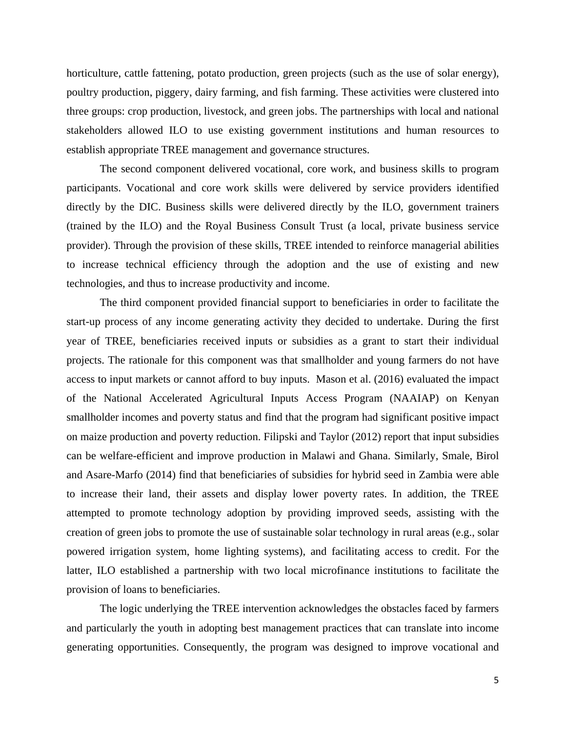horticulture, cattle fattening, potato production, green projects (such as the use of solar energy), poultry production, piggery, dairy farming, and fish farming. These activities were clustered into three groups: crop production, livestock, and green jobs. The partnerships with local and national stakeholders allowed ILO to use existing government institutions and human resources to establish appropriate TREE management and governance structures.

The second component delivered vocational, core work, and business skills to program participants. Vocational and core work skills were delivered by service providers identified directly by the DIC. Business skills were delivered directly by the ILO, government trainers (trained by the ILO) and the Royal Business Consult Trust (a local, private business service provider). Through the provision of these skills, TREE intended to reinforce managerial abilities to increase technical efficiency through the adoption and the use of existing and new technologies, and thus to increase productivity and income.

The third component provided financial support to beneficiaries in order to facilitate the start-up process of any income generating activity they decided to undertake. During the first year of TREE, beneficiaries received inputs or subsidies as a grant to start their individual projects. The rationale for this component was that smallholder and young farmers do not have access to input markets or cannot afford to buy inputs. Mason et al. (2016) evaluated the impact of the National Accelerated Agricultural Inputs Access Program (NAAIAP) on Kenyan smallholder incomes and poverty status and find that the program had significant positive impact on maize production and poverty reduction. Filipski and Taylor (2012) report that input subsidies can be welfare-efficient and improve production in Malawi and Ghana. Similarly, Smale, Birol and Asare-Marfo (2014) find that beneficiaries of subsidies for hybrid seed in Zambia were able to increase their land, their assets and display lower poverty rates. In addition, the TREE attempted to promote technology adoption by providing improved seeds, assisting with the creation of green jobs to promote the use of sustainable solar technology in rural areas (e.g., solar powered irrigation system, home lighting systems), and facilitating access to credit. For the latter, ILO established a partnership with two local microfinance institutions to facilitate the provision of loans to beneficiaries.

The logic underlying the TREE intervention acknowledges the obstacles faced by farmers and particularly the youth in adopting best management practices that can translate into income generating opportunities. Consequently, the program was designed to improve vocational and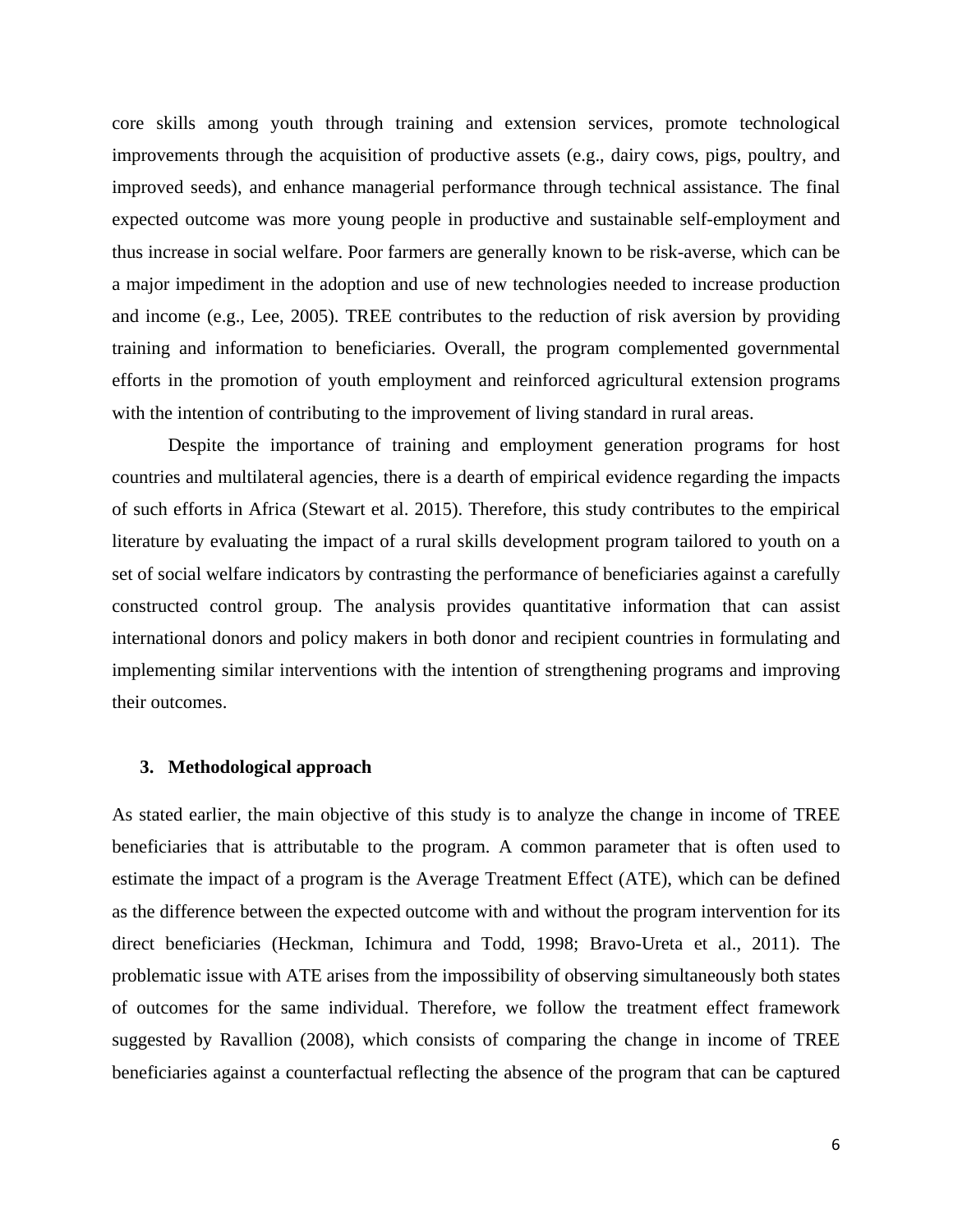core skills among youth through training and extension services, promote technological improvements through the acquisition of productive assets (e.g., dairy cows, pigs, poultry, and improved seeds), and enhance managerial performance through technical assistance. The final expected outcome was more young people in productive and sustainable self-employment and thus increase in social welfare. Poor farmers are generally known to be risk-averse, which can be a major impediment in the adoption and use of new technologies needed to increase production and income (e.g., Lee, 2005). TREE contributes to the reduction of risk aversion by providing training and information to beneficiaries. Overall, the program complemented governmental efforts in the promotion of youth employment and reinforced agricultural extension programs with the intention of contributing to the improvement of living standard in rural areas.

Despite the importance of training and employment generation programs for host countries and multilateral agencies, there is a dearth of empirical evidence regarding the impacts of such efforts in Africa (Stewart et al. 2015). Therefore, this study contributes to the empirical literature by evaluating the impact of a rural skills development program tailored to youth on a set of social welfare indicators by contrasting the performance of beneficiaries against a carefully constructed control group. The analysis provides quantitative information that can assist international donors and policy makers in both donor and recipient countries in formulating and implementing similar interventions with the intention of strengthening programs and improving their outcomes.

## 3. Methodological approach

As stated earlier, the main objective of this study is to analyze the change in income of TREE beneficiaries that is attributable to the program. A common parameter that is often used to estimate the impact of a program is the Average Treatment Effect (ATE), which can be defined as the difference between the expected outcome with and without the program intervention for its direct beneficiaries (Heckman, Ichimura and Todd, 1998; Bravo-Ureta et al., 2011). The problematic issue with ATE arises from the impossibility of observing simultaneously both states of outcomes for the same individual. Therefore, we follow the treatment effect framework suggested by Ravallion (2008), which consists of comparing the change in income of TREE beneficiaries against a counterfactual reflecting the absence of the program that can be captured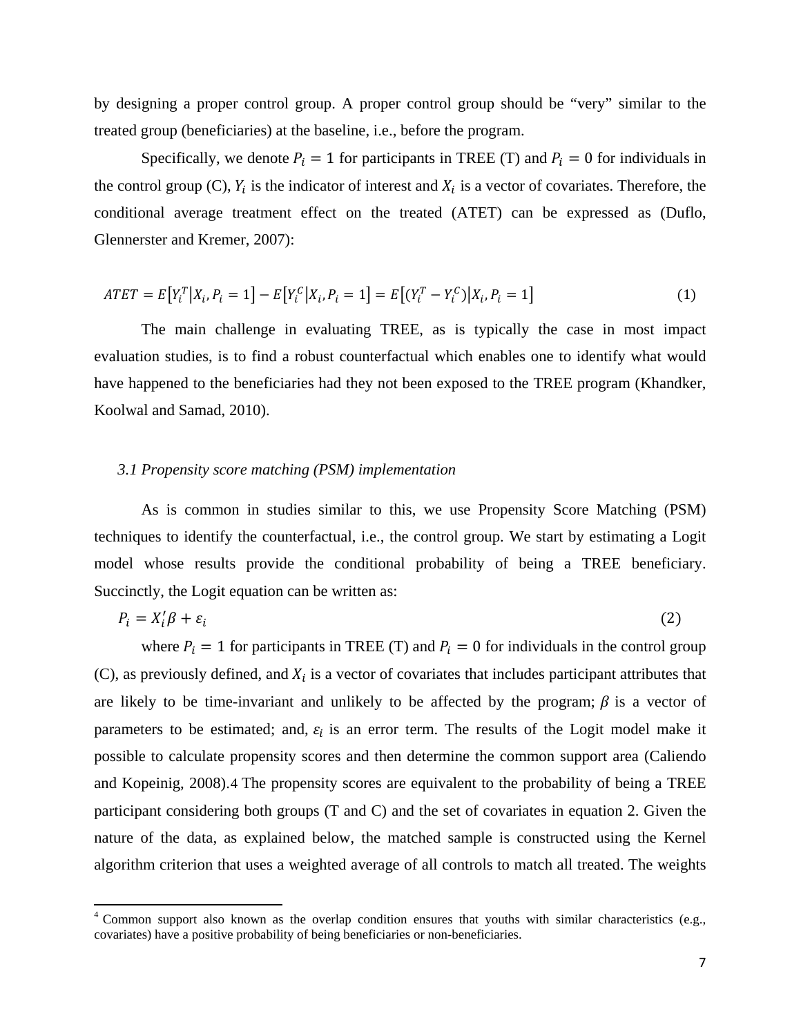by designing a proper control group. A proper control group should be "very" similar to the treated group (beneficiaries) at the baseline, i.e., before the program.

Specifically, we denote $P_i = 1$ for participants in TREE (T) and $P_i = 0$ for individuals in the control group (C), $Y_i$ is the indicator of interest and $X_i$ is a vector of covariates. Therefore, the conditional average treatment effect on the treated (ATET) can be expressed as (Duflo, Glennerster and Kremer, 2007):

$$ATET = E\left[Y_i^T \middle| X_i, P_i = 1\right] - E\left[Y_i^C \middle| X_i, P_i = 1\right] = E\left[(Y_i^T - Y_i^C) \middle| X_i, P_i = 1\right] \quad (1)$$

The main challenge in evaluating TREE, as is typically the case in most impact evaluation studies, is to find a robust counterfactual which enables one to identify what would have happened to the beneficiaries had they not been exposed to the TREE program (Khandker, Koolwal and Samad, 2010).

### *3.1 Propensity score matching (PSM) implementation*

As is common in studies similar to this, we use Propensity Score Matching (PSM) techniques to identify the counterfactual, i.e., the control group. We start by estimating a Logit model whose results provide the conditional probability of being a TREE beneficiary. Succinctly, the Logit equation can be written as:

$$P_i = X_i'\beta + \varepsilon_i \quad (2)$$

where $P_i = 1$ for participants in TREE (T) and $P_i = 0$ for individuals in the control group (C), as previously defined, and $X_i$ is a vector of covariates that includes participant attributes that are likely to be time-invariant and unlikely to be affected by the program; $\beta$ is a vector of parameters to be estimated; and, $\varepsilon_i$ is an error term. The results of the Logit model make it possible to calculate propensity scores and then determine the common support area (Caliendo and Kopeinig, 2008).[4] The propensity scores are equivalent to the probability of being a TREE participant considering both groups (T and C) and the set of covariates in equation 2. Given the nature of the data, as explained below, the matched sample is constructed using the Kernel algorithm criterion that uses a weighted average of all controls to match all treated. The weights

[4] Common support also known as the overlap condition ensures that youths with similar characteristics (e.g., covariates) have a positive probability of being beneficiaries or non-beneficiaries.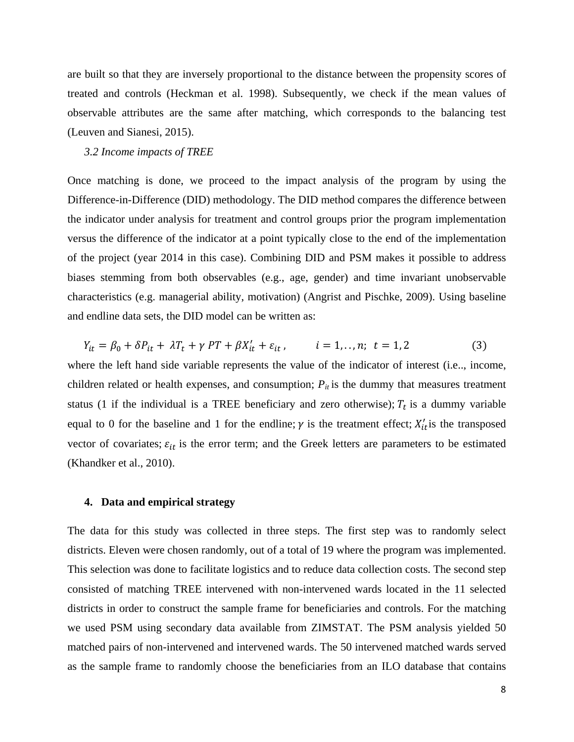are built so that they are inversely proportional to the distance between the propensity scores of treated and controls (Heckman et al. 1998). Subsequently, we check if the mean values of observable attributes are the same after matching, which corresponds to the balancing test (Leuven and Sianesi, 2015).

### *3.2 Income impacts of TREE*

Once matching is done, we proceed to the impact analysis of the program by using the Difference-in-Difference (DID) methodology. The DID method compares the difference between the indicator under analysis for treatment and control groups prior the program implementation versus the difference of the indicator at a point typically close to the end of the implementation of the project (year 2014 in this case). Combining DID and PSM makes it possible to address biases stemming from both observables (e.g., age, gender) and time invariant unobservable characteristics (e.g. managerial ability, motivation) (Angrist and Pischke, 2009). Using baseline and endline data sets, the DID model can be written as:

$$Y_{it} = \beta_0 + \delta P_{it} + \lambda T_t + \gamma\, PT + \beta X'_{it} + \varepsilon_{it}\,, \qquad i = 1,..,n; \;\; t = 1,2 \qquad (3)$$

where the left hand side variable represents the value of the indicator of interest (i.e.., income, children related or health expenses, and consumption; $P_{it}$ is the dummy that measures treatment status (1 if the individual is a TREE beneficiary and zero otherwise); $T_t$ is a dummy variable equal to 0 for the baseline and 1 for the endline; $\gamma$ is the treatment effect; $X'_{it}$ is the transposed vector of covariates; $\varepsilon_{it}$ is the error term; and the Greek letters are parameters to be estimated (Khandker et al., 2010).

## 4. Data and empirical strategy

The data for this study was collected in three steps. The first step was to randomly select districts. Eleven were chosen randomly, out of a total of 19 where the program was implemented. This selection was done to facilitate logistics and to reduce data collection costs. The second step consisted of matching TREE intervened with non-intervened wards located in the 11 selected districts in order to construct the sample frame for beneficiaries and controls. For the matching we used PSM using secondary data available from ZIMSTAT. The PSM analysis yielded 50 matched pairs of non-intervened and intervened wards. The 50 intervened matched wards served as the sample frame to randomly choose the beneficiaries from an ILO database that contains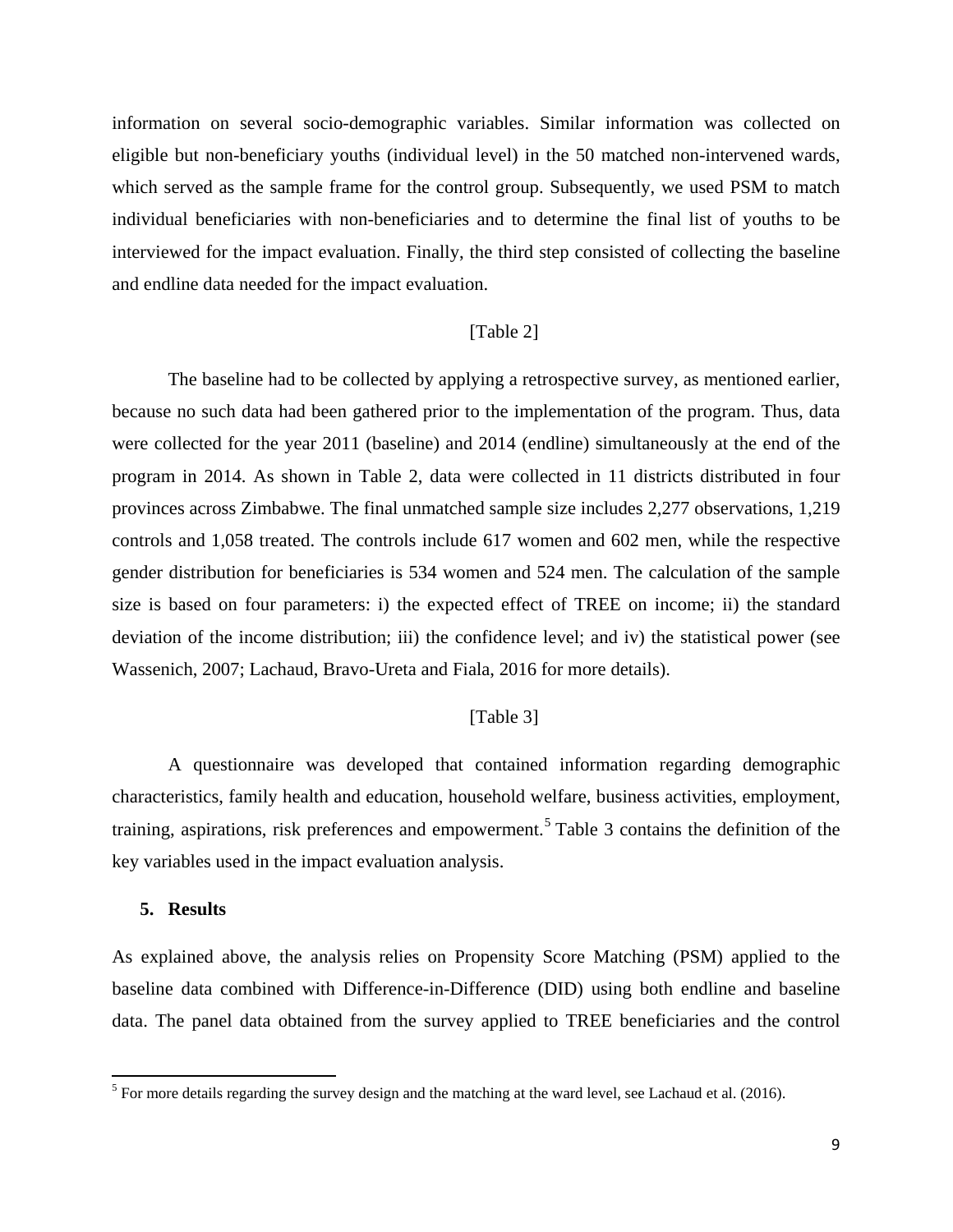information on several socio-demographic variables. Similar information was collected on eligible but non-beneficiary youths (individual level) in the 50 matched non-intervened wards, which served as the sample frame for the control group. Subsequently, we used PSM to match individual beneficiaries with non-beneficiaries and to determine the final list of youths to be interviewed for the impact evaluation. Finally, the third step consisted of collecting the baseline and endline data needed for the impact evaluation.

[Table 2]

The baseline had to be collected by applying a retrospective survey, as mentioned earlier, because no such data had been gathered prior to the implementation of the program. Thus, data were collected for the year 2011 (baseline) and 2014 (endline) simultaneously at the end of the program in 2014. As shown in Table 2, data were collected in 11 districts distributed in four provinces across Zimbabwe. The final unmatched sample size includes 2,277 observations, 1,219 controls and 1,058 treated. The controls include 617 women and 602 men, while the respective gender distribution for beneficiaries is 534 women and 524 men. The calculation of the sample size is based on four parameters: i) the expected effect of TREE on income; ii) the standard deviation of the income distribution; iii) the confidence level; and iv) the statistical power (see Wassenich, 2007; Lachaud, Bravo-Ureta and Fiala, 2016 for more details).

[Table 3]

A questionnaire was developed that contained information regarding demographic characteristics, family health and education, household welfare, business activities, employment, training, aspirations, risk preferences and empowerment.[5] Table 3 contains the definition of the key variables used in the impact evaluation analysis.

## 5. Results

As explained above, the analysis relies on Propensity Score Matching (PSM) applied to the baseline data combined with Difference-in-Difference (DID) using both endline and baseline data. The panel data obtained from the survey applied to TREE beneficiaries and the control

[5] For more details regarding the survey design and the matching at the ward level, see Lachaud et al. (2016).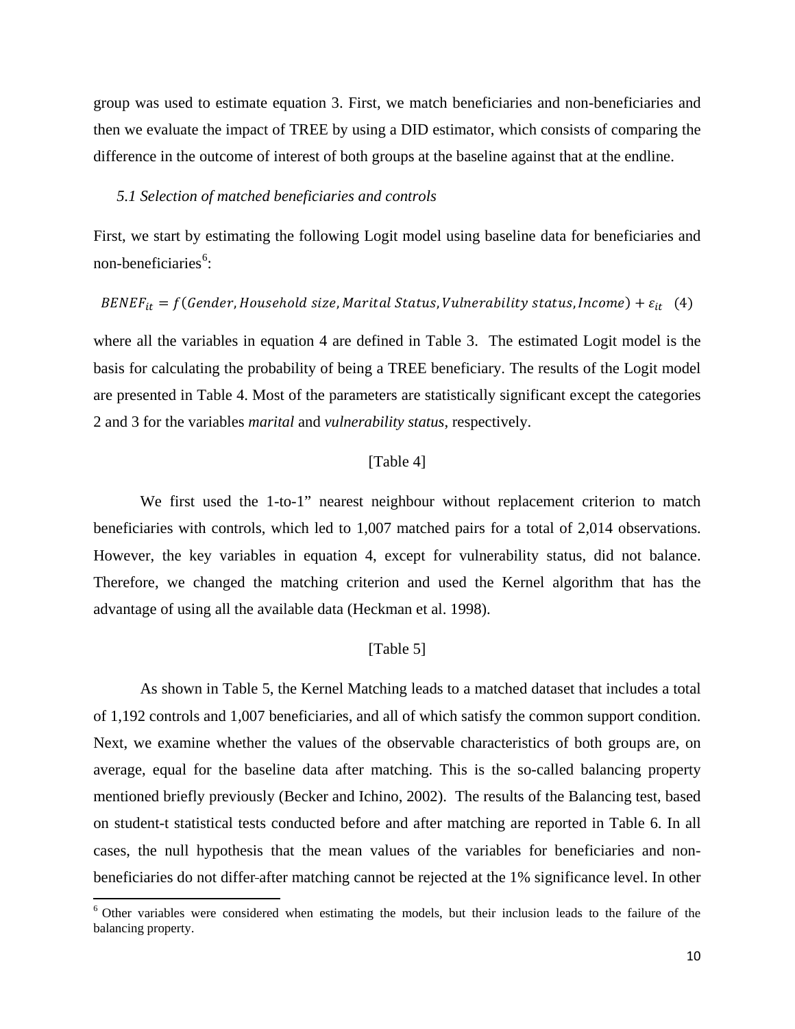group was used to estimate equation 3. First, we match beneficiaries and non-beneficiaries and then we evaluate the impact of TREE by using a DID estimator, which consists of comparing the difference in the outcome of interest of both groups at the baseline against that at the endline.

### *5.1 Selection of matched beneficiaries and controls*

First, we start by estimating the following Logit model using baseline data for beneficiaries and non-beneficiaries[6]:

$$BENEF_{it} = f(Gender, Household\ size, Marital\ Status, Vulnerability\ status, Income) + \varepsilon_{it} \quad (4)$$

where all the variables in equation 4 are defined in Table 3. The estimated Logit model is the basis for calculating the probability of being a TREE beneficiary. The results of the Logit model are presented in Table 4. Most of the parameters are statistically significant except the categories 2 and 3 for the variables *marital* and *vulnerability status*, respectively.

[Table 4]

We first used the 1-to-1" nearest neighbour without replacement criterion to match beneficiaries with controls, which led to 1,007 matched pairs for a total of 2,014 observations. However, the key variables in equation 4, except for vulnerability status, did not balance. Therefore, we changed the matching criterion and used the Kernel algorithm that has the advantage of using all the available data (Heckman et al. 1998).

[Table 5]

As shown in Table 5, the Kernel Matching leads to a matched dataset that includes a total of 1,192 controls and 1,007 beneficiaries, and all of which satisfy the common support condition. Next, we examine whether the values of the observable characteristics of both groups are, on average, equal for the baseline data after matching. This is the so-called balancing property mentioned briefly previously (Becker and Ichino, 2002). The results of the Balancing test, based on student-t statistical tests conducted before and after matching are reported in Table 6. In all cases, the null hypothesis that the mean values of the variables for beneficiaries and non-beneficiaries do not differ after matching cannot be rejected at the 1% significance level. In other

[6] Other variables were considered when estimating the models, but their inclusion leads to the failure of the balancing property.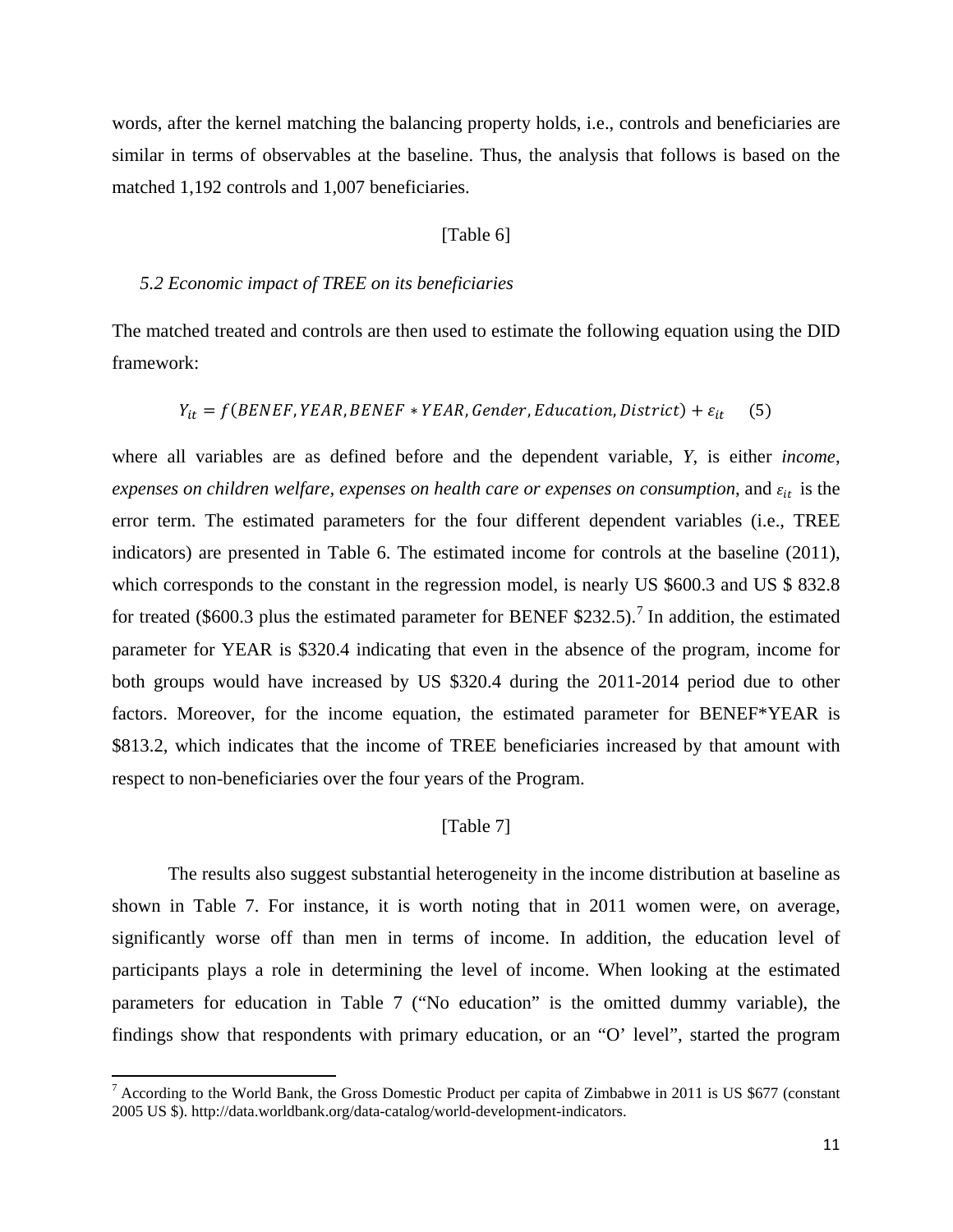words, after the kernel matching the balancing property holds, i.e., controls and beneficiaries are similar in terms of observables at the baseline. Thus, the analysis that follows is based on the matched 1,192 controls and 1,007 beneficiaries.

[Table 6]

### *5.2 Economic impact of TREE on its beneficiaries*

The matched treated and controls are then used to estimate the following equation using the DID framework:

$$Y_{it} = f(BENEF, YEAR, BENEF * YEAR, Gender, Education, District) + \varepsilon_{it} \quad (5)$$

where all variables are as defined before and the dependent variable, *Y*, is either *income*, *expenses on children welfare, expenses on health care or expenses on consumption,* and $\varepsilon_{it}$ is the error term. The estimated parameters for the four different dependent variables (i.e., TREE indicators) are presented in Table 6. The estimated income for controls at the baseline (2011), which corresponds to the constant in the regression model, is nearly US $600.3 and US $ 832.8 for treated ($600.3 plus the estimated parameter for BENEF $232.5).[7] In addition, the estimated parameter for YEAR is $320.4 indicating that even in the absence of the program, income for both groups would have increased by US $320.4 during the 2011-2014 period due to other factors. Moreover, for the income equation, the estimated parameter for BENEF*YEAR is $813.2, which indicates that the income of TREE beneficiaries increased by that amount with respect to non-beneficiaries over the four years of the Program.

[Table 7]

The results also suggest substantial heterogeneity in the income distribution at baseline as shown in Table 7. For instance, it is worth noting that in 2011 women were, on average, significantly worse off than men in terms of income. In addition, the education level of participants plays a role in determining the level of income. When looking at the estimated parameters for education in Table 7 ("No education" is the omitted dummy variable), the findings show that respondents with primary education, or an "O' level", started the program

[7] According to the World Bank, the Gross Domestic Product per capita of Zimbabwe in 2011 is US $677 (constant 2005 US $). http://data.worldbank.org/data-catalog/world-development-indicators.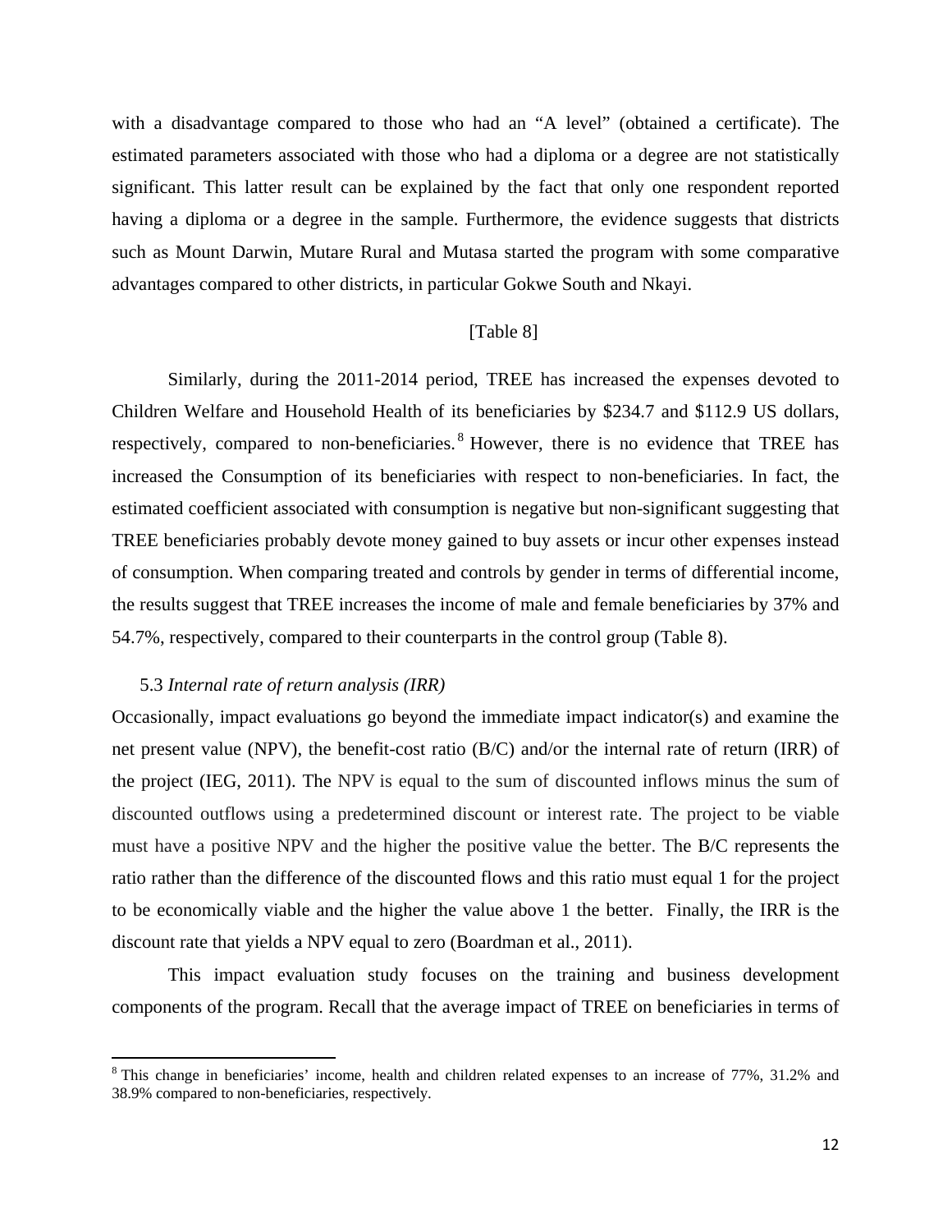with a disadvantage compared to those who had an "A level" (obtained a certificate). The estimated parameters associated with those who had a diploma or a degree are not statistically significant. This latter result can be explained by the fact that only one respondent reported having a diploma or a degree in the sample. Furthermore, the evidence suggests that districts such as Mount Darwin, Mutare Rural and Mutasa started the program with some comparative advantages compared to other districts, in particular Gokwe South and Nkayi.

[Table 8]

Similarly, during the 2011-2014 period, TREE has increased the expenses devoted to Children Welfare and Household Health of its beneficiaries by $234.7 and $112.9 US dollars, respectively, compared to non-beneficiaries.[8] However, there is no evidence that TREE has increased the Consumption of its beneficiaries with respect to non-beneficiaries. In fact, the estimated coefficient associated with consumption is negative but non-significant suggesting that TREE beneficiaries probably devote money gained to buy assets or incur other expenses instead of consumption. When comparing treated and controls by gender in terms of differential income, the results suggest that TREE increases the income of male and female beneficiaries by 37% and 54.7%, respectively, compared to their counterparts in the control group (Table 8).

### 5.3 *Internal rate of return analysis (IRR)*

Occasionally, impact evaluations go beyond the immediate impact indicator(s) and examine the net present value (NPV), the benefit-cost ratio (B/C) and/or the internal rate of return (IRR) of the project (IEG, 2011). The NPV is equal to the sum of discounted inflows minus the sum of discounted outflows using a predetermined discount or interest rate. The project to be viable must have a positive NPV and the higher the positive value the better. The B/C represents the ratio rather than the difference of the discounted flows and this ratio must equal 1 for the project to be economically viable and the higher the value above 1 the better. Finally, the IRR is the discount rate that yields a NPV equal to zero (Boardman et al., 2011).

This impact evaluation study focuses on the training and business development components of the program. Recall that the average impact of TREE on beneficiaries in terms of

---

[8] This change in beneficiaries' income, health and children related expenses to an increase of 77%, 31.2% and 38.9% compared to non-beneficiaries, respectively.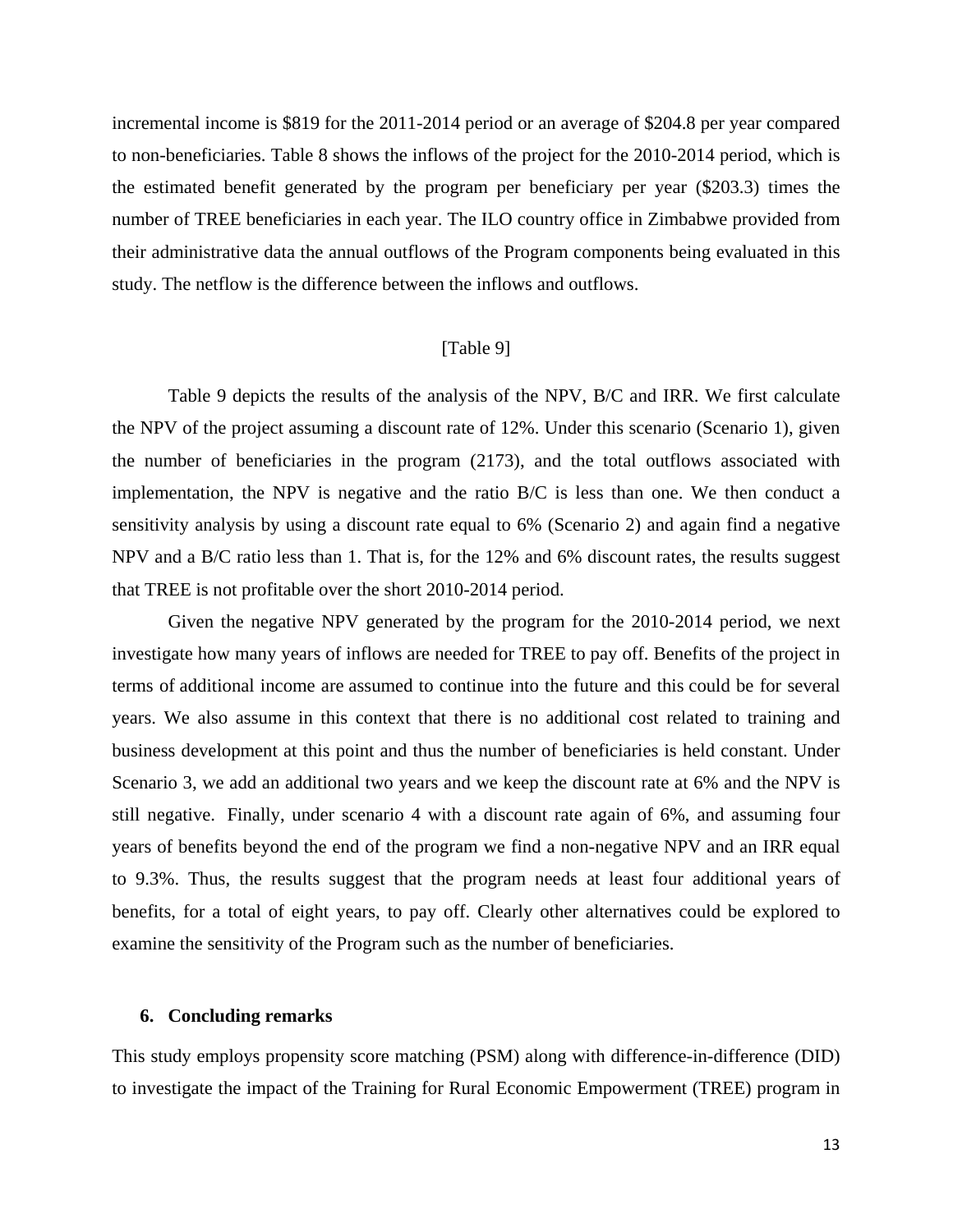incremental income is $819 for the 2011-2014 period or an average of $204.8 per year compared to non-beneficiaries. Table 8 shows the inflows of the project for the 2010-2014 period, which is the estimated benefit generated by the program per beneficiary per year ($203.3) times the number of TREE beneficiaries in each year. The ILO country office in Zimbabwe provided from their administrative data the annual outflows of the Program components being evaluated in this study. The netflow is the difference between the inflows and outflows.

[Table 9]

Table 9 depicts the results of the analysis of the NPV, B/C and IRR. We first calculate the NPV of the project assuming a discount rate of 12%. Under this scenario (Scenario 1), given the number of beneficiaries in the program (2173), and the total outflows associated with implementation, the NPV is negative and the ratio B/C is less than one. We then conduct a sensitivity analysis by using a discount rate equal to 6% (Scenario 2) and again find a negative NPV and a B/C ratio less than 1. That is, for the 12% and 6% discount rates, the results suggest that TREE is not profitable over the short 2010-2014 period.

Given the negative NPV generated by the program for the 2010-2014 period, we next investigate how many years of inflows are needed for TREE to pay off. Benefits of the project in terms of additional income are assumed to continue into the future and this could be for several years. We also assume in this context that there is no additional cost related to training and business development at this point and thus the number of beneficiaries is held constant. Under Scenario 3, we add an additional two years and we keep the discount rate at 6% and the NPV is still negative. Finally, under scenario 4 with a discount rate again of 6%, and assuming four years of benefits beyond the end of the program we find a non-negative NPV and an IRR equal to 9.3%. Thus, the results suggest that the program needs at least four additional years of benefits, for a total of eight years, to pay off. Clearly other alternatives could be explored to examine the sensitivity of the Program such as the number of beneficiaries.

## 6. Concluding remarks

This study employs propensity score matching (PSM) along with difference-in-difference (DID) to investigate the impact of the Training for Rural Economic Empowerment (TREE) program in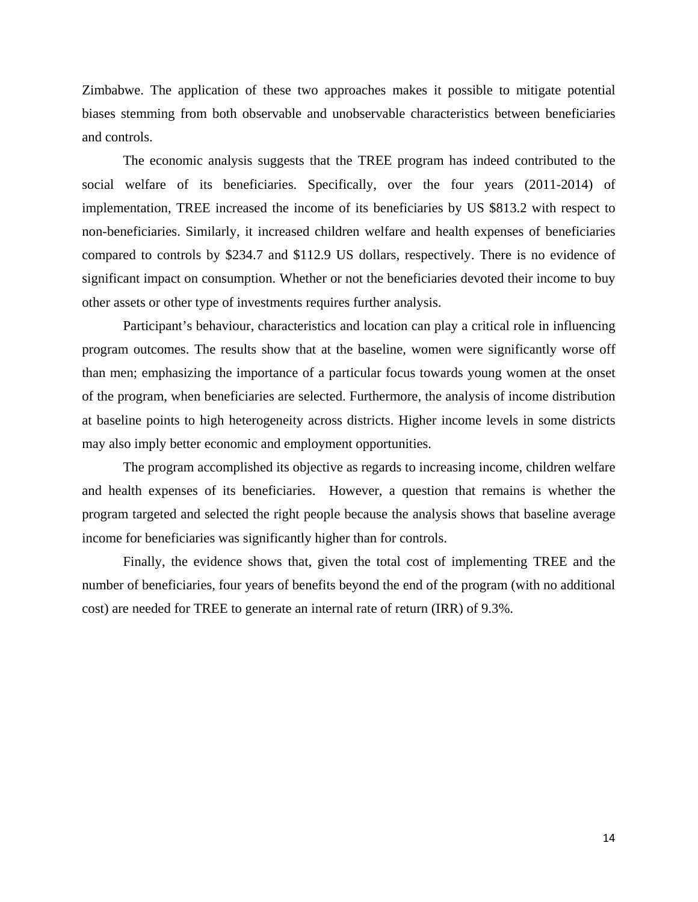Zimbabwe. The application of these two approaches makes it possible to mitigate potential biases stemming from both observable and unobservable characteristics between beneficiaries and controls.

The economic analysis suggests that the TREE program has indeed contributed to the social welfare of its beneficiaries. Specifically, over the four years (2011-2014) of implementation, TREE increased the income of its beneficiaries by US $813.2 with respect to non-beneficiaries. Similarly, it increased children welfare and health expenses of beneficiaries compared to controls by $234.7 and $112.9 US dollars, respectively. There is no evidence of significant impact on consumption. Whether or not the beneficiaries devoted their income to buy other assets or other type of investments requires further analysis.

Participant's behaviour, characteristics and location can play a critical role in influencing program outcomes. The results show that at the baseline, women were significantly worse off than men; emphasizing the importance of a particular focus towards young women at the onset of the program, when beneficiaries are selected. Furthermore, the analysis of income distribution at baseline points to high heterogeneity across districts. Higher income levels in some districts may also imply better economic and employment opportunities.

The program accomplished its objective as regards to increasing income, children welfare and health expenses of its beneficiaries. However, a question that remains is whether the program targeted and selected the right people because the analysis shows that baseline average income for beneficiaries was significantly higher than for controls.

Finally, the evidence shows that, given the total cost of implementing TREE and the number of beneficiaries, four years of benefits beyond the end of the program (with no additional cost) are needed for TREE to generate an internal rate of return (IRR) of 9.3%.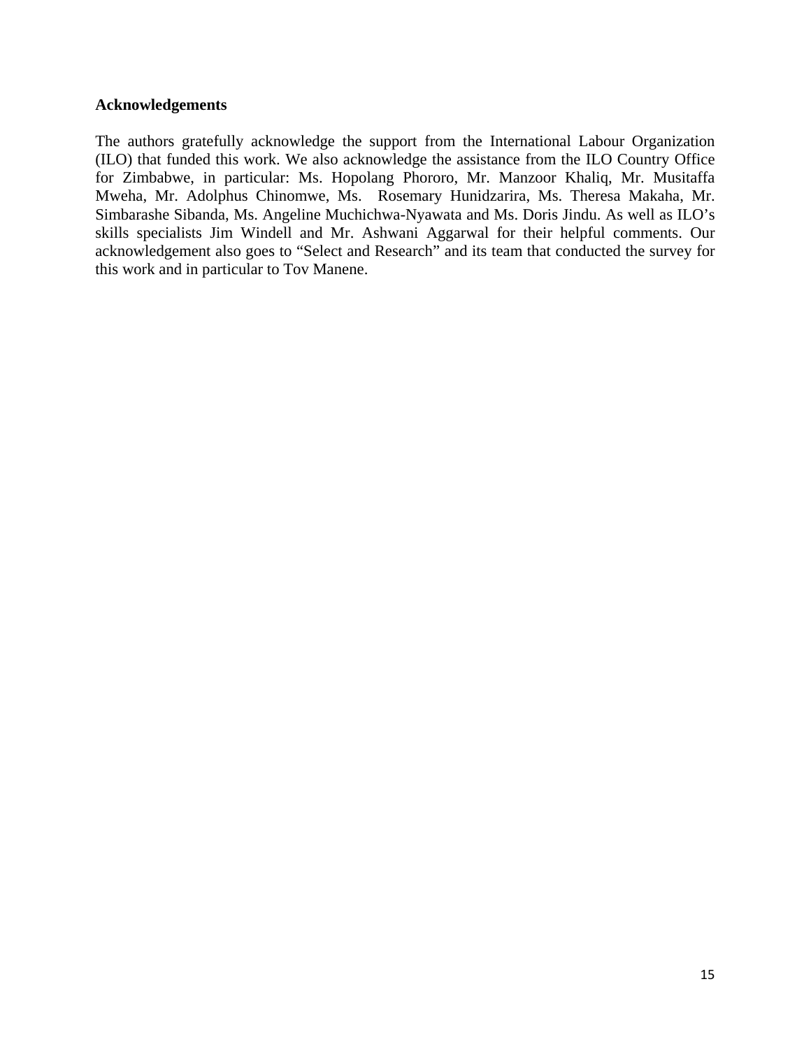**Acknowledgements**

The authors gratefully acknowledge the support from the International Labour Organization (ILO) that funded this work. We also acknowledge the assistance from the ILO Country Office for Zimbabwe, in particular: Ms. Hopolang Phororo, Mr. Manzoor Khaliq, Mr. Musitaffa Mweha, Mr. Adolphus Chinomwe, Ms. Rosemary Hunidzarira, Ms. Theresa Makaha, Mr. Simbarashe Sibanda, Ms. Angeline Muchichwa-Nyawata and Ms. Doris Jindu. As well as ILO's skills specialists Jim Windell and Mr. Ashwani Aggarwal for their helpful comments. Our acknowledgement also goes to "Select and Research" and its team that conducted the survey for this work and in particular to Tov Manene.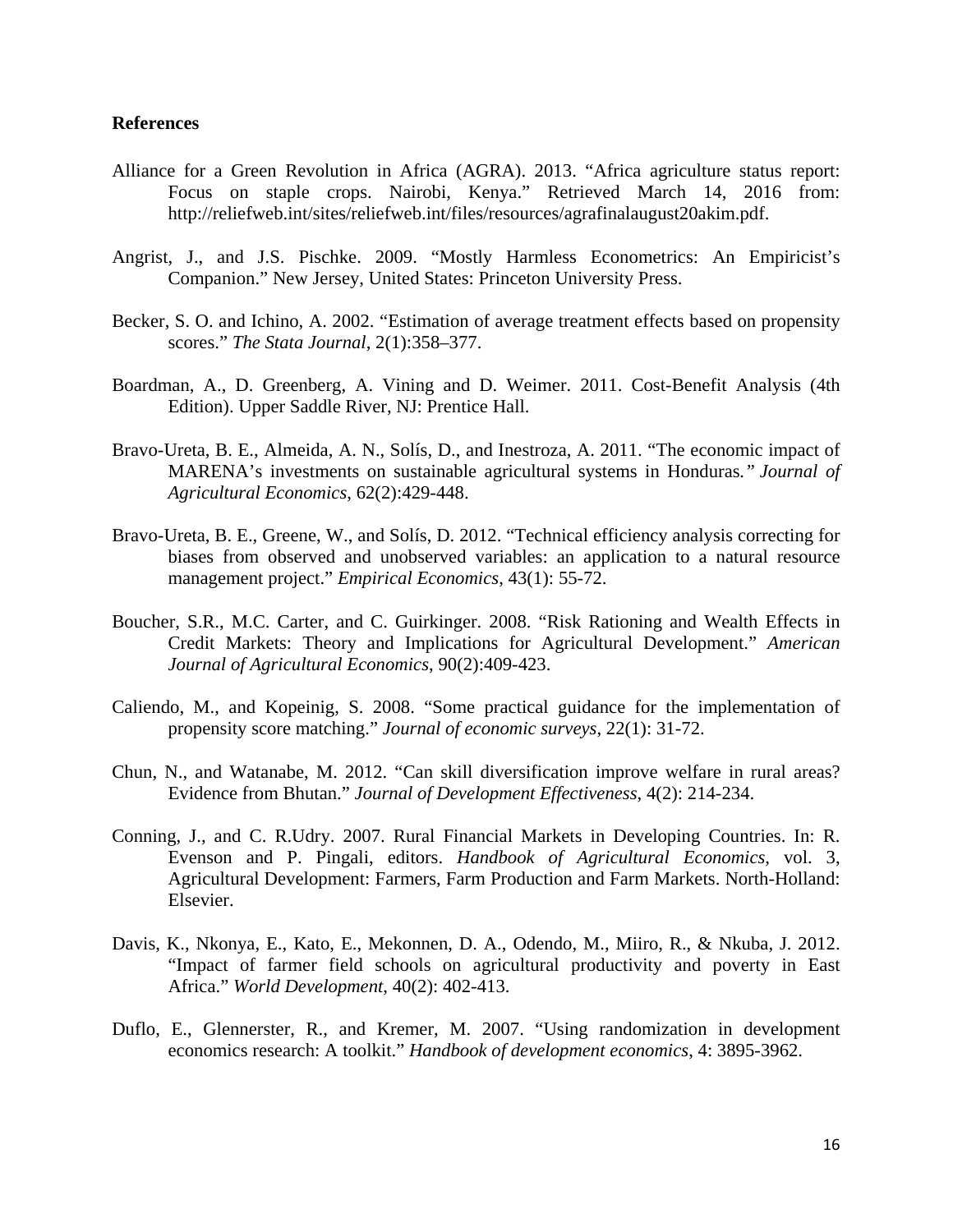**References**

Alliance for a Green Revolution in Africa (AGRA). 2013. "Africa agriculture status report: Focus on staple crops. Nairobi, Kenya." Retrieved March 14, 2016 from: http://reliefweb.int/sites/reliefweb.int/files/resources/agrafinalaugust20akim.pdf.

Angrist, J., and J.S. Pischke. 2009. "Mostly Harmless Econometrics: An Empiricist's Companion." New Jersey, United States: Princeton University Press.

Becker, S. O. and Ichino, A. 2002. "Estimation of average treatment effects based on propensity scores." *The Stata Journal*, 2(1):358–377.

Boardman, A., D. Greenberg, A. Vining and D. Weimer. 2011. Cost-Benefit Analysis (4th Edition). Upper Saddle River, NJ: Prentice Hall.

Bravo-Ureta, B. E., Almeida, A. N., Solís, D., and Inestroza, A. 2011. "The economic impact of MARENA's investments on sustainable agricultural systems in Honduras*." Journal of Agricultural Economics*, 62(2):429-448.

Bravo-Ureta, B. E., Greene, W., and Solís, D. 2012. "Technical efficiency analysis correcting for biases from observed and unobserved variables: an application to a natural resource management project." *Empirical Economics*, 43(1): 55-72.

Boucher, S.R., M.C. Carter, and C. Guirkinger. 2008. "Risk Rationing and Wealth Effects in Credit Markets: Theory and Implications for Agricultural Development." *American Journal of Agricultural Economics*, 90(2):409-423.

Caliendo, M., and Kopeinig, S. 2008. "Some practical guidance for the implementation of propensity score matching." *Journal of economic surveys*, 22(1): 31-72.

Chun, N., and Watanabe, M. 2012. "Can skill diversification improve welfare in rural areas? Evidence from Bhutan." *Journal of Development Effectiveness*, 4(2): 214-234.

Conning, J., and C. R.Udry. 2007. Rural Financial Markets in Developing Countries. In: R. Evenson and P. Pingali, editors. *Handbook of Agricultural Economics*, vol. 3, Agricultural Development: Farmers, Farm Production and Farm Markets. North-Holland: Elsevier.

Davis, K., Nkonya, E., Kato, E., Mekonnen, D. A., Odendo, M., Miiro, R., & Nkuba, J. 2012. "Impact of farmer field schools on agricultural productivity and poverty in East Africa." *World Development*, 40(2): 402-413.

Duflo, E., Glennerster, R., and Kremer, M. 2007. "Using randomization in development economics research: A toolkit." *Handbook of development economics*, 4: 3895-3962.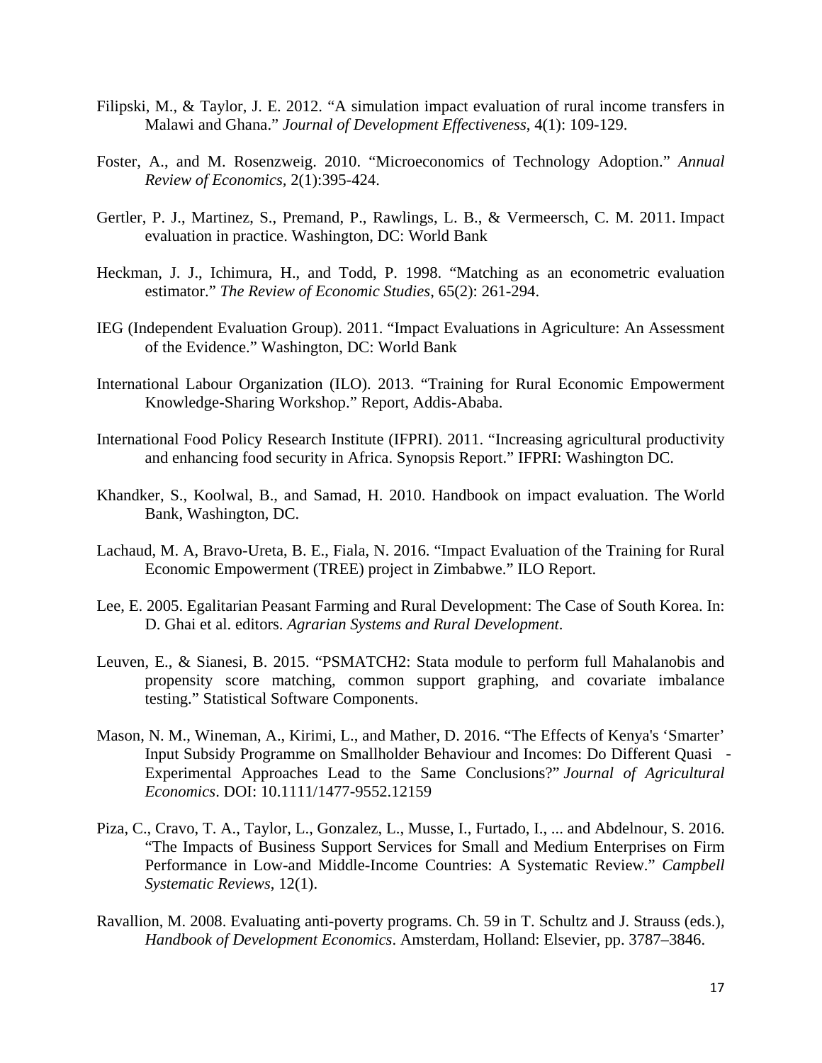Filipski, M., & Taylor, J. E. 2012. "A simulation impact evaluation of rural income transfers in Malawi and Ghana." *Journal of Development Effectiveness*, 4(1): 109-129.

Foster, A., and M. Rosenzweig. 2010. "Microeconomics of Technology Adoption." *Annual Review of Economics*, 2(1):395-424.

Gertler, P. J., Martinez, S., Premand, P., Rawlings, L. B., & Vermeersch, C. M. 2011. Impact evaluation in practice. Washington, DC: World Bank

Heckman, J. J., Ichimura, H., and Todd, P. 1998. "Matching as an econometric evaluation estimator." *The Review of Economic Studies*, 65(2): 261-294.

IEG (Independent Evaluation Group). 2011. "Impact Evaluations in Agriculture: An Assessment of the Evidence." Washington, DC: World Bank

International Labour Organization (ILO). 2013. "Training for Rural Economic Empowerment Knowledge-Sharing Workshop." Report, Addis-Ababa.

International Food Policy Research Institute (IFPRI). 2011. "Increasing agricultural productivity and enhancing food security in Africa. Synopsis Report." IFPRI: Washington DC.

Khandker, S., Koolwal, B., and Samad, H. 2010. Handbook on impact evaluation. The World Bank, Washington, DC.

Lachaud, M. A, Bravo-Ureta, B. E., Fiala, N. 2016. "Impact Evaluation of the Training for Rural Economic Empowerment (TREE) project in Zimbabwe." ILO Report.

Lee, E. 2005. Egalitarian Peasant Farming and Rural Development: The Case of South Korea. In: D. Ghai et al. editors. *Agrarian Systems and Rural Development*.

Leuven, E., & Sianesi, B. 2015. "PSMATCH2: Stata module to perform full Mahalanobis and propensity score matching, common support graphing, and covariate imbalance testing." Statistical Software Components.

Mason, N. M., Wineman, A., Kirimi, L., and Mather, D. 2016. "The Effects of Kenya's 'Smarter' Input Subsidy Programme on Smallholder Behaviour and Incomes: Do Different Quasi - Experimental Approaches Lead to the Same Conclusions?" *Journal of Agricultural Economics*. DOI: 10.1111/1477-9552.12159

Piza, C., Cravo, T. A., Taylor, L., Gonzalez, L., Musse, I., Furtado, I., ... and Abdelnour, S. 2016. "The Impacts of Business Support Services for Small and Medium Enterprises on Firm Performance in Low-and Middle-Income Countries: A Systematic Review." *Campbell Systematic Reviews*, 12(1).

Ravallion, M. 2008. Evaluating anti-poverty programs. Ch. 59 in T. Schultz and J. Strauss (eds.), *Handbook of Development Economics*. Amsterdam, Holland: Elsevier, pp. 3787–3846.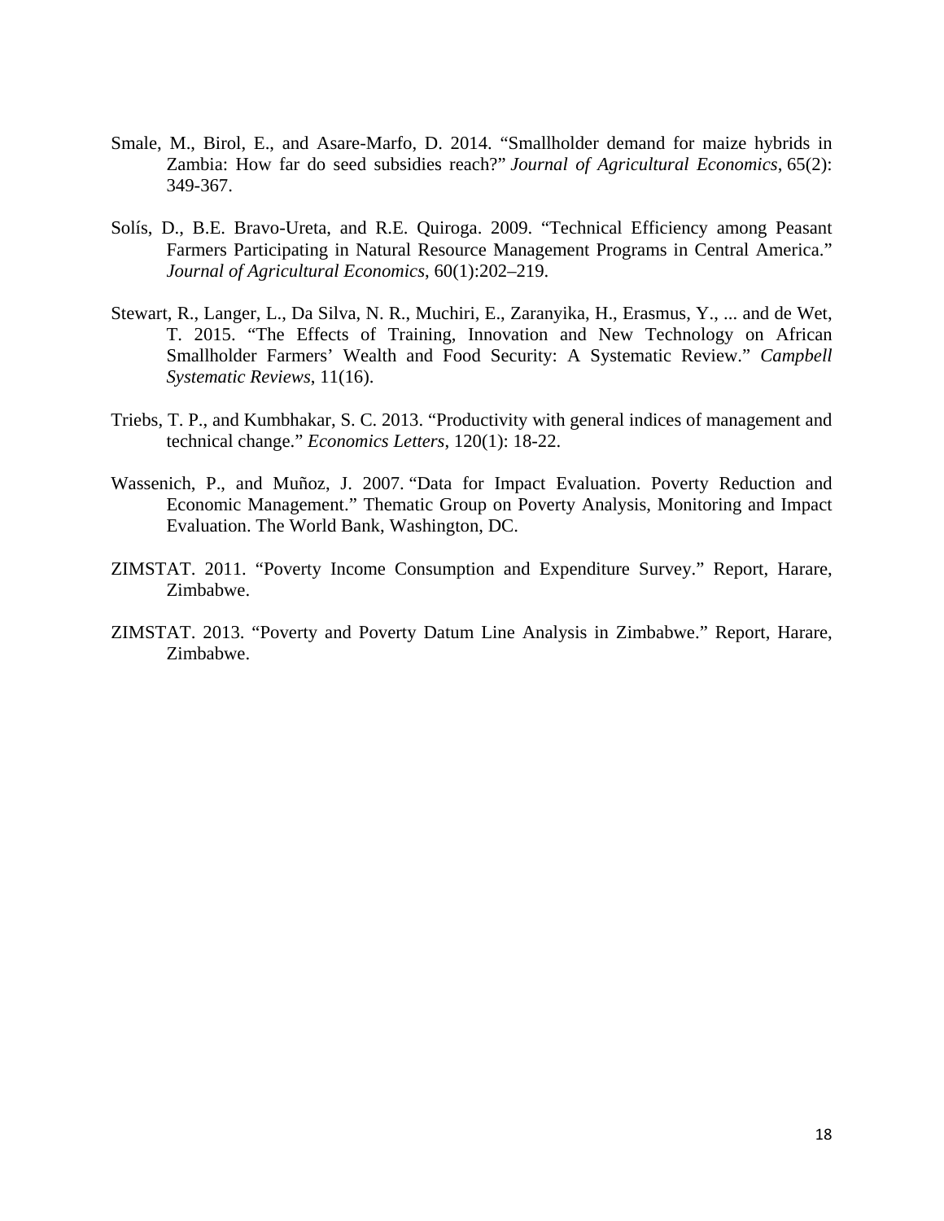Smale, M., Birol, E., and Asare-Marfo, D. 2014. "Smallholder demand for maize hybrids in Zambia: How far do seed subsidies reach?" *Journal of Agricultural Economics*, 65(2): 349-367.

Solís, D., B.E. Bravo-Ureta, and R.E. Quiroga. 2009. "Technical Efficiency among Peasant Farmers Participating in Natural Resource Management Programs in Central America." *Journal of Agricultural Economics*, 60(1):202–219.

Stewart, R., Langer, L., Da Silva, N. R., Muchiri, E., Zaranyika, H., Erasmus, Y., ... and de Wet, T. 2015. "The Effects of Training, Innovation and New Technology on African Smallholder Farmers' Wealth and Food Security: A Systematic Review." *Campbell Systematic Reviews*, 11(16).

Triebs, T. P., and Kumbhakar, S. C. 2013. "Productivity with general indices of management and technical change." *Economics Letters*, 120(1): 18-22.

Wassenich, P., and Muñoz, J. 2007. "Data for Impact Evaluation. Poverty Reduction and Economic Management." Thematic Group on Poverty Analysis, Monitoring and Impact Evaluation. The World Bank, Washington, DC.

ZIMSTAT. 2011. "Poverty Income Consumption and Expenditure Survey." Report, Harare, Zimbabwe.

ZIMSTAT. 2013. "Poverty and Poverty Datum Line Analysis in Zimbabwe." Report, Harare, Zimbabwe.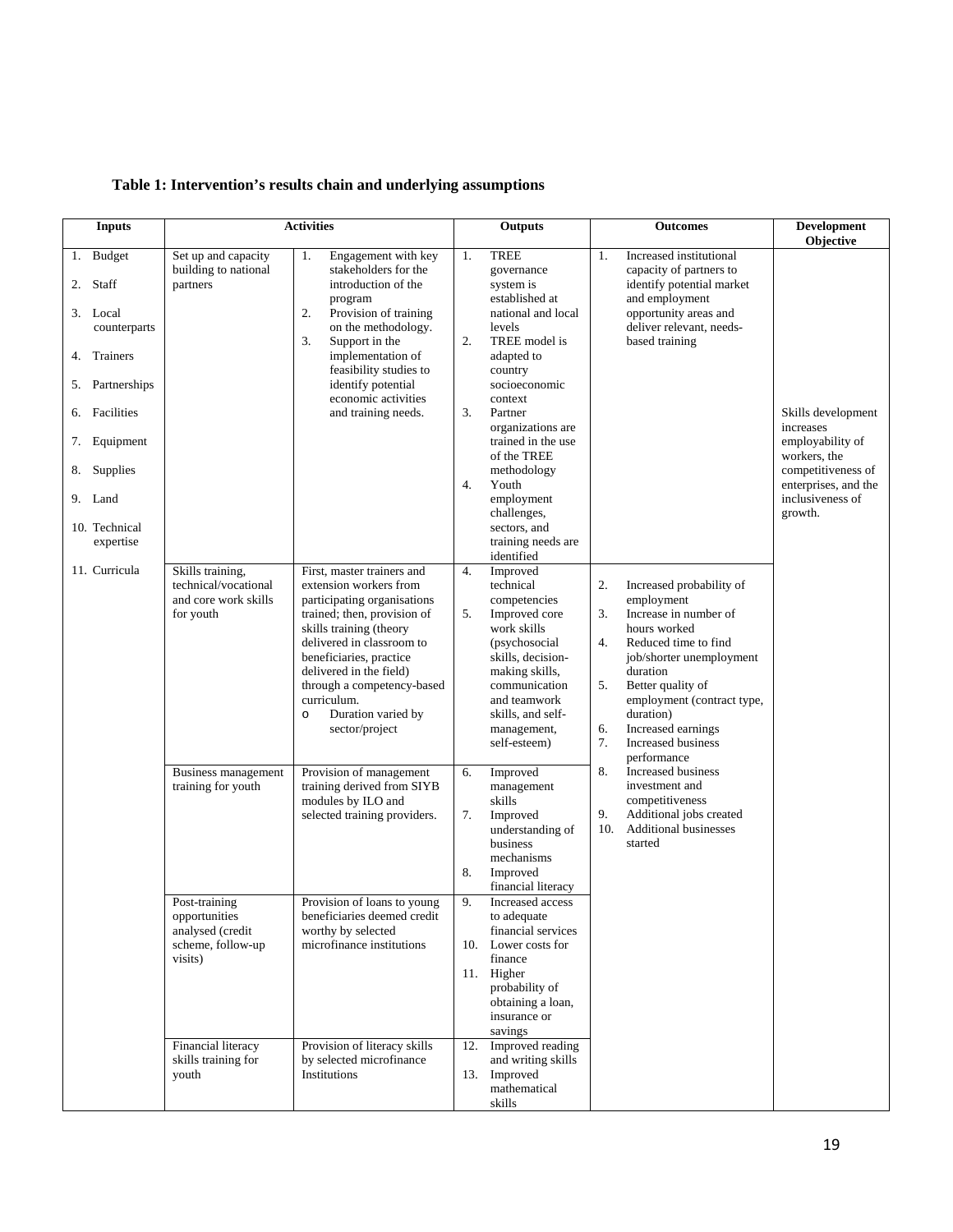**Table 1: Intervention's results chain and underlying assumptions**

| Inputs | Activities | | Outputs | Outcomes | Development Objective |
|---|---|---|---|---|---|
| 1. Budget<br>2. Staff<br>3. Local counterparts<br>4. Trainers<br>5. Partnerships<br>6. Facilities<br>7. Equipment<br>8. Supplies<br>9. Land<br>10. Technical expertise<br>11. Curricula | Set up and capacity building to national partners | 1. Engagement with key stakeholders for the introduction of the program<br>2. Provision of training on the methodology.<br>3. Support in the implementation of feasibility studies to identify potential economic activities and training needs. | 1. TREE governance system is established at national and local levels<br>2. TREE model is adapted to country socioeconomic context<br>3. Partner organizations are trained in the use of the TREE methodology<br>4. Youth employment challenges, sectors, and training needs are identified | 1. Increased institutional capacity of partners to identify potential market and employment opportunity areas and deliver relevant, needs-based training | Skills development increases employability of workers, the competitiveness of enterprises, and the inclusiveness of growth. |
| | Skills training, technical/vocational and core work skills for youth | First, master trainers and extension workers from participating organisations trained; then, provision of skills training (theory delivered in classroom to beneficiaries, practice delivered in the field) through a competency-based curriculum.<br>o Duration varied by sector/project | 4. Improved technical competencies<br>5. Improved core work skills (psychosocial skills, decision-making skills, communication and teamwork skills, and self-management, self-esteem) | 2. Increased probability of employment<br>3. Increase in number of hours worked<br>4. Reduced time to find job/shorter unemployment duration<br>5. Better quality of employment (contract type, duration)<br>6. Increased earnings<br>7. Increased business performance<br>8. Increased business investment and competitiveness<br>9. Additional jobs created<br>10. Additional businesses started | |
| | Business management training for youth | Provision of management training derived from SIYB modules by ILO and selected training providers. | 6. Improved management skills<br>7. Improved understanding of business mechanisms<br>8. Improved financial literacy | | |
| | Post-training opportunities analysed (credit scheme, follow-up visits) | Provision of loans to young beneficiaries deemed credit worthy by selected microfinance institutions | 9. Increased access to adequate financial services<br>10. Lower costs for finance<br>11. Higher probability of obtaining a loan, insurance or savings | | |
| | Financial literacy skills training for youth | Provision of literacy skills by selected microfinance Institutions | 12. Improved reading and writing skills<br>13. Improved mathematical skills | | |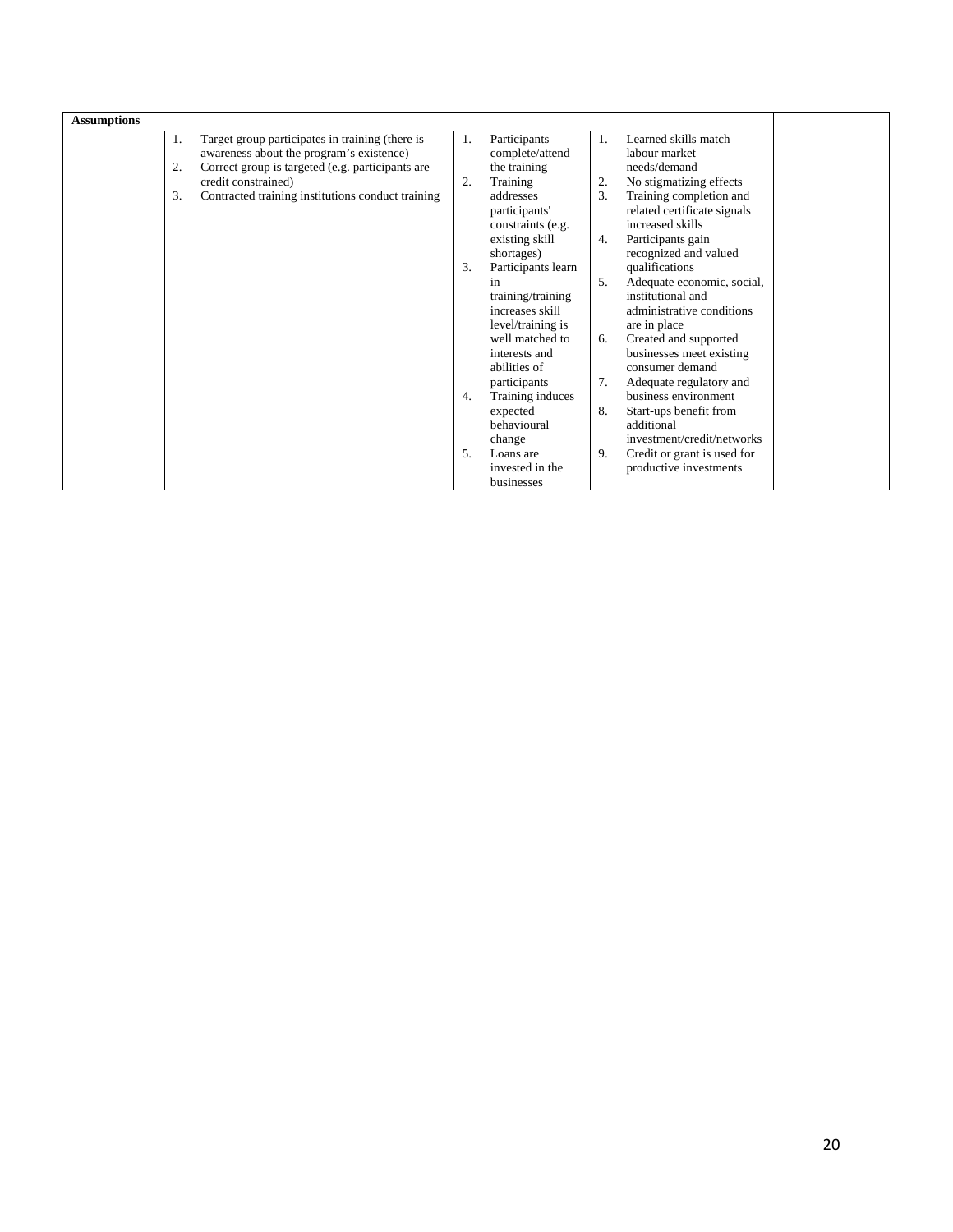| Assumptions | | | | |
|---|---|---|---|---|
| | 1. Target group participates in training (there is awareness about the program's existence)<br>2. Correct group is targeted (e.g. participants are credit constrained)<br>3. Contracted training institutions conduct training | 1. Participants complete/attend the training<br>2. Training addresses participants' constraints (e.g. existing skill shortages)<br>3. Participants learn in training/training increases skill level/training is well matched to interests and abilities of participants<br>4. Training induces expected behavioural change<br>5. Loans are invested in the businesses | 1. Learned skills match labour market needs/demand<br>2. No stigmatizing effects<br>3. Training completion and related certificate signals increased skills<br>4. Participants gain recognized and valued qualifications<br>5. Adequate economic, social, institutional and administrative conditions are in place<br>6. Created and supported businesses meet existing consumer demand<br>7. Adequate regulatory and business environment<br>8. Start-ups benefit from additional investment/credit/networks<br>9. Credit or grant is used for productive investments | |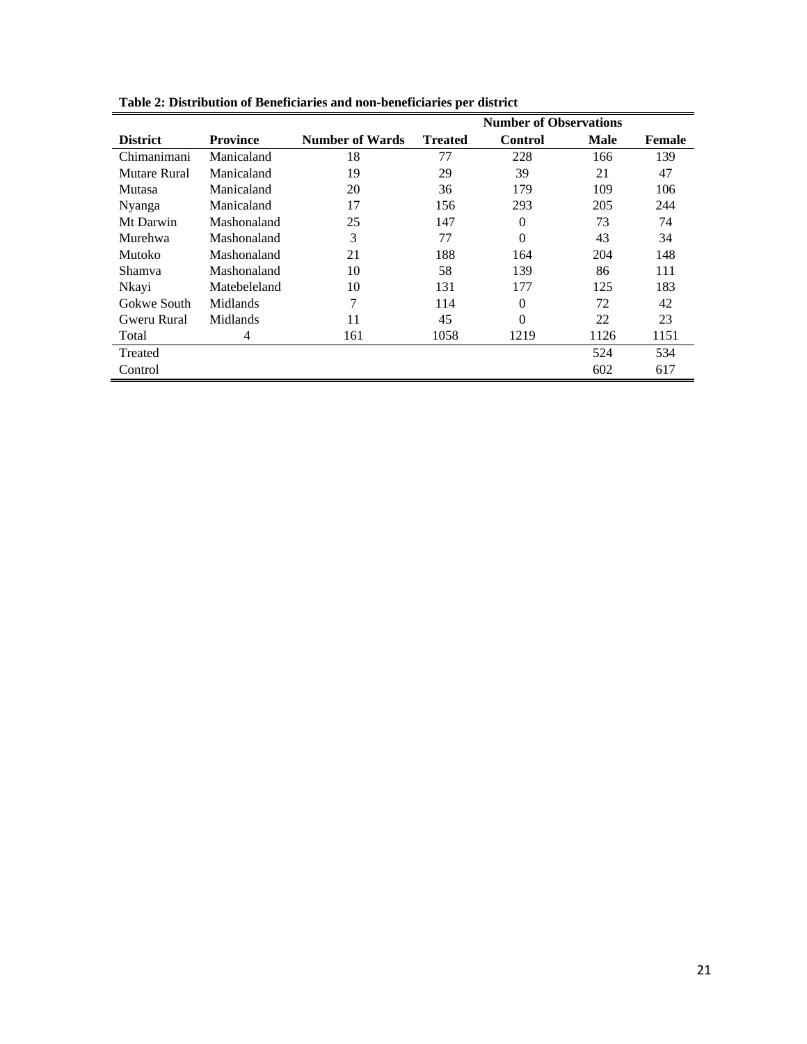**Table 2: Distribution of Beneficiaries and non-beneficiaries per district**

| | | | Number of Observations | | | |
|---|---|---|---|---|---|---|
| **District** | **Province** | **Number of Wards** | **Treated** | **Control** | **Male** | **Female** |
| Chimanimani | Manicaland | 18 | 77 | 228 | 166 | 139 |
| Mutare Rural | Manicaland | 19 | 29 | 39 | 21 | 47 |
| Mutasa | Manicaland | 20 | 36 | 179 | 109 | 106 |
| Nyanga | Manicaland | 17 | 156 | 293 | 205 | 244 |
| Mt Darwin | Mashonaland | 25 | 147 | 0 | 73 | 74 |
| Murehwa | Mashonaland | 3 | 77 | 0 | 43 | 34 |
| Mutoko | Mashonaland | 21 | 188 | 164 | 204 | 148 |
| Shamva | Mashonaland | 10 | 58 | 139 | 86 | 111 |
| Nkayi | Matebeleland | 10 | 131 | 177 | 125 | 183 |
| Gokwe South | Midlands | 7 | 114 | 0 | 72 | 42 |
| Gweru Rural | Midlands | 11 | 45 | 0 | 22 | 23 |
| Total | 4 | 161 | 1058 | 1219 | 1126 | 1151 |
| Treated | | | | | 524 | 534 |
| Control | | | | | 602 | 617 |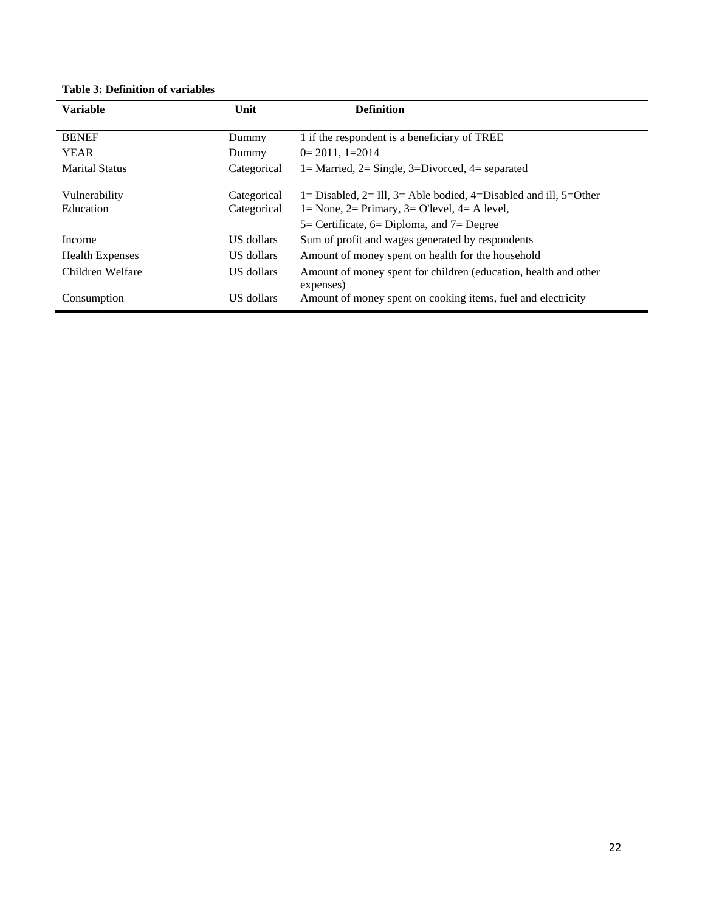**Table 3: Definition of variables**

| Variable | Unit | Definition |
|---|---|---|
| BENEF | Dummy | 1 if the respondent is a beneficiary of TREE |
| YEAR | Dummy | 0= 2011, 1=2014 |
| Marital Status | Categorical | 1= Married, 2= Single, 3=Divorced, 4= separated |
| Vulnerability | Categorical | 1= Disabled, 2= Ill, 3= Able bodied, 4=Disabled and ill, 5=Other |
| Education | Categorical | 1= None, 2= Primary, 3= O'level, 4= A level, 5= Certificate, 6= Diploma, and 7= Degree |
| Income | US dollars | Sum of profit and wages generated by respondents |
| Health Expenses | US dollars | Amount of money spent on health for the household |
| Children Welfare | US dollars | Amount of money spent for children (education, health and other expenses) |
| Consumption | US dollars | Amount of money spent on cooking items, fuel and electricity |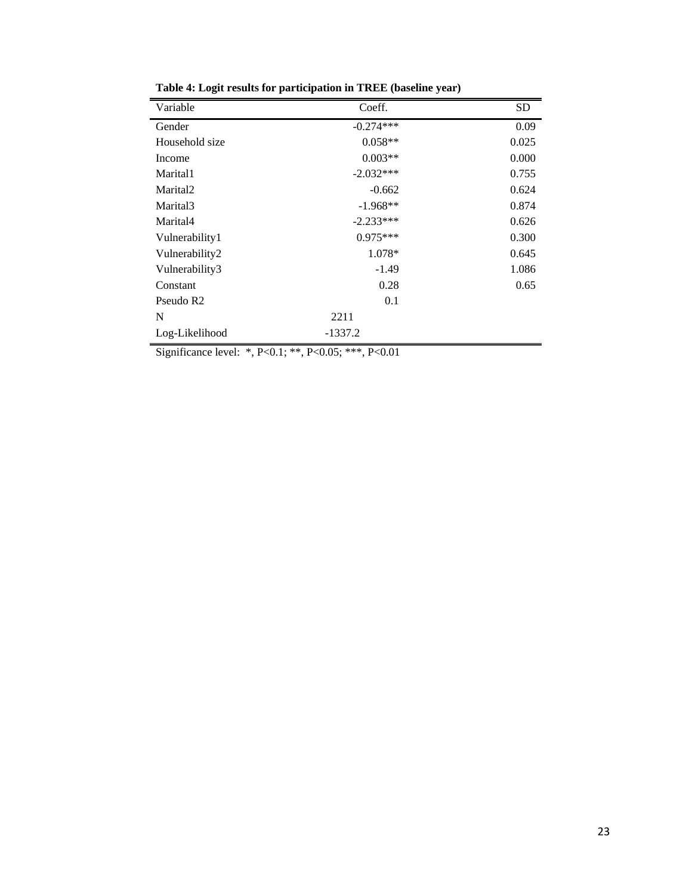**Table 4: Logit results for participation in TREE (baseline year)**

| Variable | Coeff. | SD |
|---|---|---|
| Gender | -0.274*** | 0.09 |
| Household size | 0.058** | 0.025 |
| Income | 0.003** | 0.000 |
| Marital1 | -2.032*** | 0.755 |
| Marital2 | -0.662 | 0.624 |
| Marital3 | -1.968** | 0.874 |
| Marital4 | -2.233*** | 0.626 |
| Vulnerability1 | 0.975*** | 0.300 |
| Vulnerability2 | 1.078* | 0.645 |
| Vulnerability3 | -1.49 | 1.086 |
| Constant | 0.28 | 0.65 |
| Pseudo R2 | 0.1 | |
| N | 2211 | |
| Log-Likelihood | -1337.2 | |

Significance level: *, P<0.1; **, P<0.05; ***, P<0.01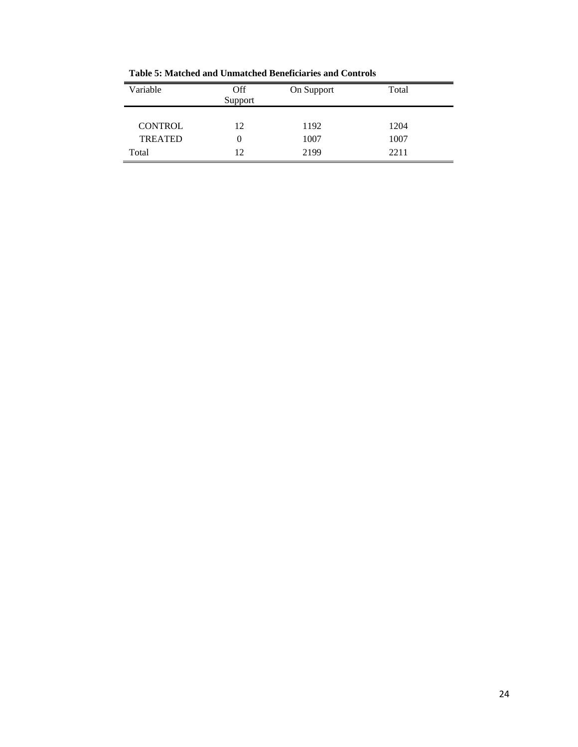**Table 5: Matched and Unmatched Beneficiaries and Controls**

| Variable | Off Support | On Support | Total |
|---|---|---|---|
| CONTROL | 12 | 1192 | 1204 |
| TREATED | 0 | 1007 | 1007 |
| Total | 12 | 2199 | 2211 |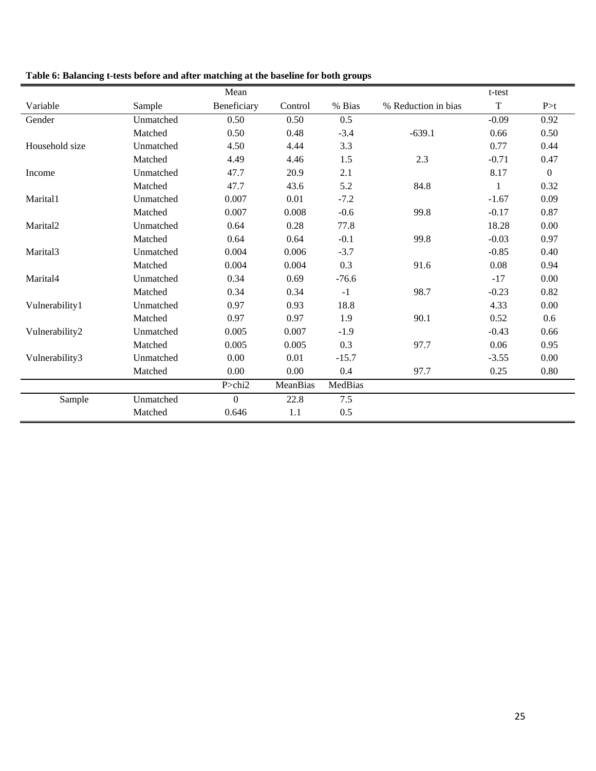**Table 6: Balancing t-tests before and after matching at the baseline for both groups**

| | | Mean | | | | t-test | |
|---|---|---|---|---|---|---|---|
| Variable | Sample | Beneficiary | Control | % Bias | % Reduction in bias | T | P>t |
| Gender | Unmatched | 0.50 | 0.50 | 0.5 | | -0.09 | 0.92 |
| | Matched | 0.50 | 0.48 | -3.4 | -639.1 | 0.66 | 0.50 |
| Household size | Unmatched | 4.50 | 4.44 | 3.3 | | 0.77 | 0.44 |
| | Matched | 4.49 | 4.46 | 1.5 | 2.3 | -0.71 | 0.47 |
| Income | Unmatched | 47.7 | 20.9 | 2.1 | | 8.17 | 0 |
| | Matched | 47.7 | 43.6 | 5.2 | 84.8 | 1 | 0.32 |
| Marital1 | Unmatched | 0.007 | 0.01 | -7.2 | | -1.67 | 0.09 |
| | Matched | 0.007 | 0.008 | -0.6 | 99.8 | -0.17 | 0.87 |
| Marital2 | Unmatched | 0.64 | 0.28 | 77.8 | | 18.28 | 0.00 |
| | Matched | 0.64 | 0.64 | -0.1 | 99.8 | -0.03 | 0.97 |
| Marital3 | Unmatched | 0.004 | 0.006 | -3.7 | | -0.85 | 0.40 |
| | Matched | 0.004 | 0.004 | 0.3 | 91.6 | 0.08 | 0.94 |
| Marital4 | Unmatched | 0.34 | 0.69 | -76.6 | | -17 | 0.00 |
| | Matched | 0.34 | 0.34 | -1 | 98.7 | -0.23 | 0.82 |
| Vulnerability1 | Unmatched | 0.97 | 0.93 | 18.8 | | 4.33 | 0.00 |
| | Matched | 0.97 | 0.97 | 1.9 | 90.1 | 0.52 | 0.6 |
| Vulnerability2 | Unmatched | 0.005 | 0.007 | -1.9 | | -0.43 | 0.66 |
| | Matched | 0.005 | 0.005 | 0.3 | 97.7 | 0.06 | 0.95 |
| Vulnerability3 | Unmatched | 0.00 | 0.01 | -15.7 | | -3.55 | 0.00 |
| | Matched | 0.00 | 0.00 | 0.4 | 97.7 | 0.25 | 0.80 |
| | | P>chi2 | MeanBias | MedBias | | | |
| Sample | Unmatched | 0 | 22.8 | 7.5 | | | |
| | Matched | 0.646 | 1.1 | 0.5 | | | |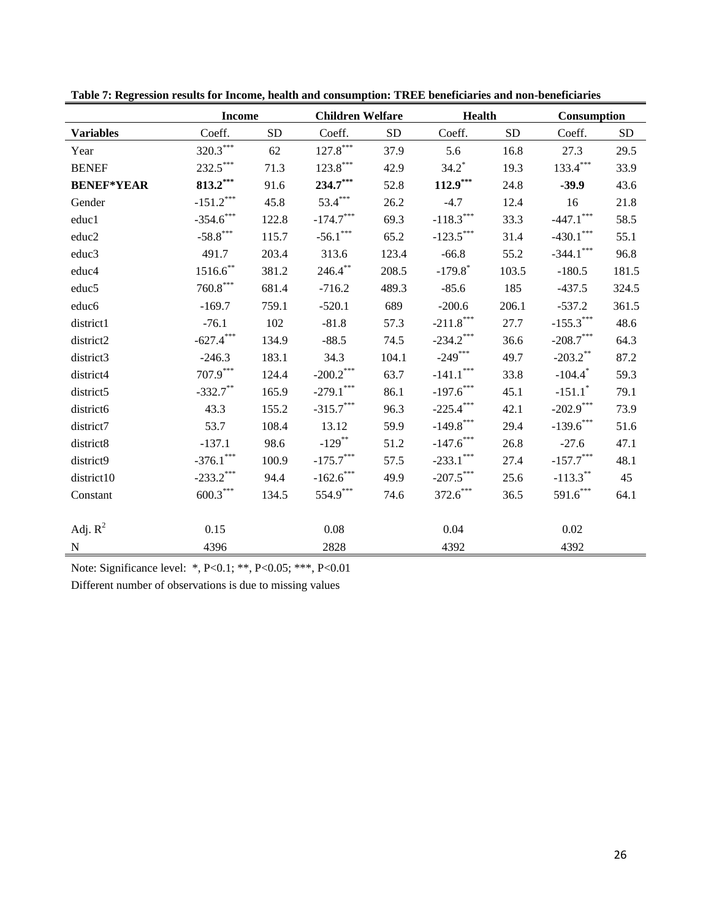**Table 7: Regression results for Income, health and consumption: TREE beneficiaries and non-beneficiaries**

| | Income | | Children Welfare | | Health | | Consumption | |
|---|---|---|---|---|---|---|---|---|
| **Variables** | Coeff. | SD | Coeff. | SD | Coeff. | SD | Coeff. | SD |
| Year | 320.3*** | 62 | 127.8*** | 37.9 | 5.6 | 16.8 | 27.3 | 29.5 |
| BENEF | 232.5*** | 71.3 | 123.8*** | 42.9 | 34.2* | 19.3 | 133.4*** | 33.9 |
| **BENEF*YEAR** | **813.2*** ** | 91.6 | **234.7*** ** | 52.8 | **112.9*** ** | 24.8 | **-39.9** | 43.6 |
| Gender | -151.2*** | 45.8 | 53.4*** | 26.2 | -4.7 | 12.4 | 16 | 21.8 |
| educ1 | -354.6*** | 122.8 | -174.7*** | 69.3 | -118.3*** | 33.3 | -447.1*** | 58.5 |
| educ2 | -58.8*** | 115.7 | -56.1*** | 65.2 | -123.5*** | 31.4 | -430.1*** | 55.1 |
| educ3 | 491.7 | 203.4 | 313.6 | 123.4 | -66.8 | 55.2 | -344.1*** | 96.8 |
| educ4 | 1516.6** | 381.2 | 246.4** | 208.5 | -179.8* | 103.5 | -180.5 | 181.5 |
| educ5 | 760.8*** | 681.4 | -716.2 | 489.3 | -85.6 | 185 | -437.5 | 324.5 |
| educ6 | -169.7 | 759.1 | -520.1 | 689 | -200.6 | 206.1 | -537.2 | 361.5 |
| district1 | -76.1 | 102 | -81.8 | 57.3 | -211.8*** | 27.7 | -155.3*** | 48.6 |
| district2 | -627.4*** | 134.9 | -88.5 | 74.5 | -234.2*** | 36.6 | -208.7*** | 64.3 |
| district3 | -246.3 | 183.1 | 34.3 | 104.1 | -249*** | 49.7 | -203.2** | 87.2 |
| district4 | 707.9*** | 124.4 | -200.2*** | 63.7 | -141.1*** | 33.8 | -104.4* | 59.3 |
| district5 | -332.7** | 165.9 | -279.1*** | 86.1 | -197.6*** | 45.1 | -151.1* | 79.1 |
| district6 | 43.3 | 155.2 | -315.7*** | 96.3 | -225.4*** | 42.1 | -202.9*** | 73.9 |
| district7 | 53.7 | 108.4 | 13.12 | 59.9 | -149.8*** | 29.4 | -139.6*** | 51.6 |
| district8 | -137.1 | 98.6 | -129** | 51.2 | -147.6*** | 26.8 | -27.6 | 47.1 |
| district9 | -376.1*** | 100.9 | -175.7*** | 57.5 | -233.1*** | 27.4 | -157.7*** | 48.1 |
| district10 | -233.2*** | 94.4 | -162.6*** | 49.9 | -207.5*** | 25.6 | -113.3** | 45 |
| Constant | 600.3*** | 134.5 | 554.9*** | 74.6 | 372.6*** | 36.5 | 591.6*** | 64.1 |
| | | | | | | | | |
| Adj. $R^2$ | 0.15 | | 0.08 | | 0.04 | | 0.02 | |
| N | 4396 | | 2828 | | 4392 | | 4392 | |

Note: Significance level: *, P<0.1; **, P<0.05; ***, P<0.01

Different number of observations is due to missing values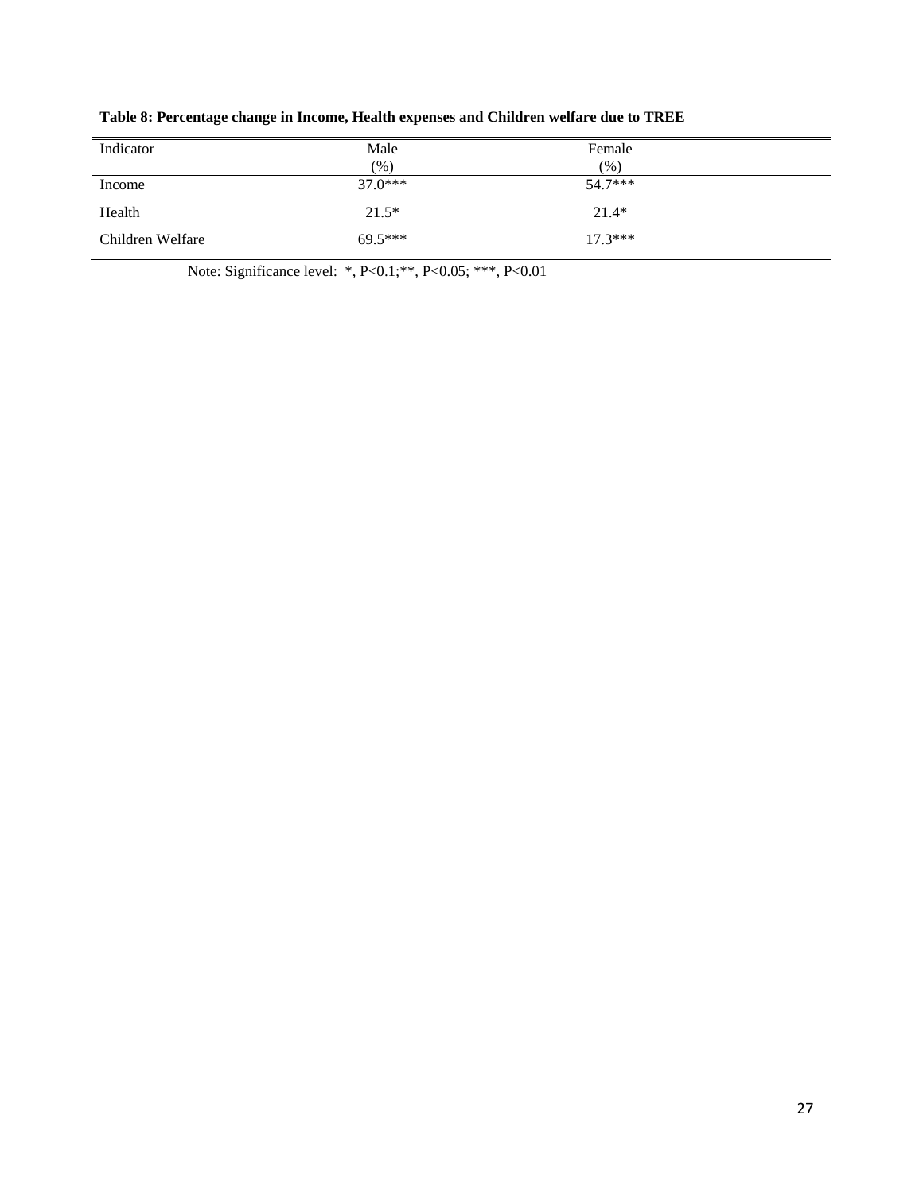**Table 8: Percentage change in Income, Health expenses and Children welfare due to TREE**

| Indicator | Male (%) | Female (%) |
|---|---|---|
| Income | 37.0*** | 54.7*** |
| Health | 21.5* | 21.4* |
| Children Welfare | 69.5*** | 17.3*** |

Note: Significance level: *, P<0.1;**, P<0.05; ***, P<0.01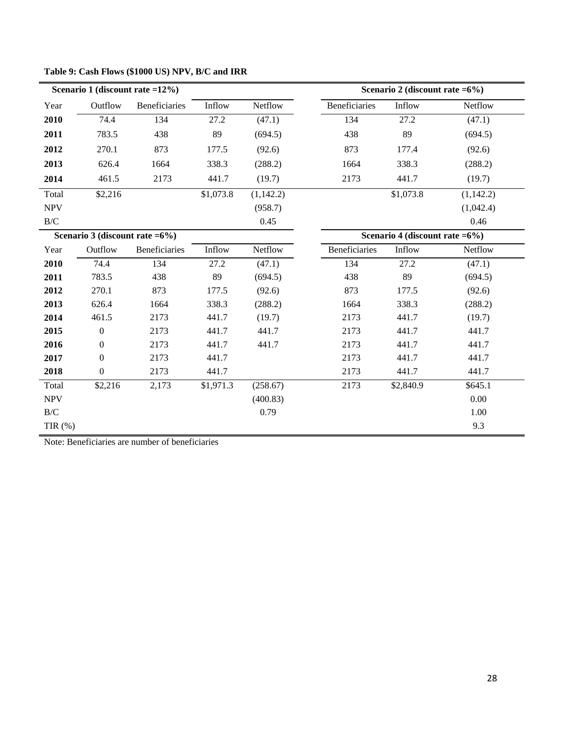**Table 9: Cash Flows ($1000 US) NPV, B/C and IRR**

| Scenario 1 (discount rate =12%) | | | | | Scenario 2 (discount rate =6%) | | |
|---|---|---|---|---|---|---|---|
| Year | Outflow | Beneficiaries | Inflow | Netflow | Beneficiaries | Inflow | Netflow |
| **2010** | 74.4 | 134 | 27.2 | (47.1) | 134 | 27.2 | (47.1) |
| **2011** | 783.5 | 438 | 89 | (694.5) | 438 | 89 | (694.5) |
| **2012** | 270.1 | 873 | 177.5 | (92.6) | 873 | 177.4 | (92.6) |
| **2013** | 626.4 | 1664 | 338.3 | (288.2) | 1664 | 338.3 | (288.2) |
| **2014** | 461.5 | 2173 | 441.7 | (19.7) | 2173 | 441.7 | (19.7) |
| Total | $2,216 | | $1,073.8 | (1,142.2) | | $1,073.8 | (1,142.2) |
| NPV | | | | (958.7) | | | (1,042.4) |
| B/C | | | | 0.45 | | | 0.46 |

| Scenario 3 (discount rate =6%) | | | | | Scenario 4 (discount rate =6%) | | |
|---|---|---|---|---|---|---|---|
| Year | Outflow | Beneficiaries | Inflow | Netflow | Beneficiaries | Inflow | Netflow |
| **2010** | 74.4 | 134 | 27.2 | (47.1) | 134 | 27.2 | (47.1) |
| **2011** | 783.5 | 438 | 89 | (694.5) | 438 | 89 | (694.5) |
| **2012** | 270.1 | 873 | 177.5 | (92.6) | 873 | 177.5 | (92.6) |
| **2013** | 626.4 | 1664 | 338.3 | (288.2) | 1664 | 338.3 | (288.2) |
| **2014** | 461.5 | 2173 | 441.7 | (19.7) | 2173 | 441.7 | (19.7) |
| **2015** | 0 | 2173 | 441.7 | 441.7 | 2173 | 441.7 | 441.7 |
| **2016** | 0 | 2173 | 441.7 | 441.7 | 2173 | 441.7 | 441.7 |
| **2017** | 0 | 2173 | 441.7 | | 2173 | 441.7 | 441.7 |
| **2018** | 0 | 2173 | 441.7 | | 2173 | 441.7 | 441.7 |
| Total | $2,216 | 2,173 | $1,971.3 | (258.67) | 2173 | $2,840.9 | $645.1 |
| NPV | | | | (400.83) | | | 0.00 |
| B/C | | | | 0.79 | | | 1.00 |
| TIR (%) | | | | | | | 9.3 |

Note: Beneficiaries are number of beneficiaries